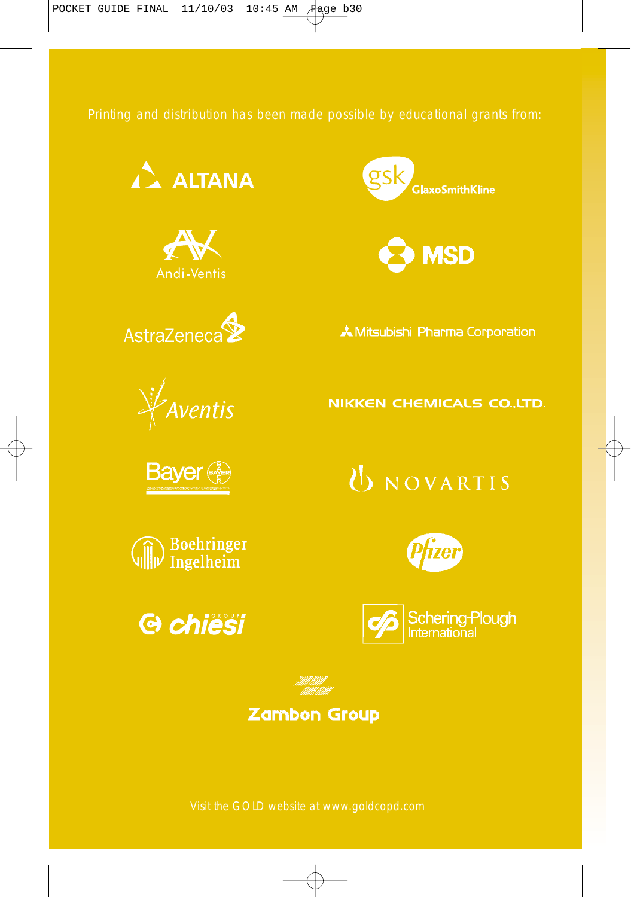Printing and distribution has been made possible by educational grants from:

ALTANA

GlaxoSmithKline

Andi-Ventis

MSD

AstraZeneca

Mitsubishi Pharma Corporation

Aventis

NIKKEN CHEMICALS CO.,LTD.

Bayer

NOVARTIS

Boehringer Ingelheim

Pfizer

chiesi

Schering-Plough International

Zambon Group

Visit the GOLD website at www.goldcopd.com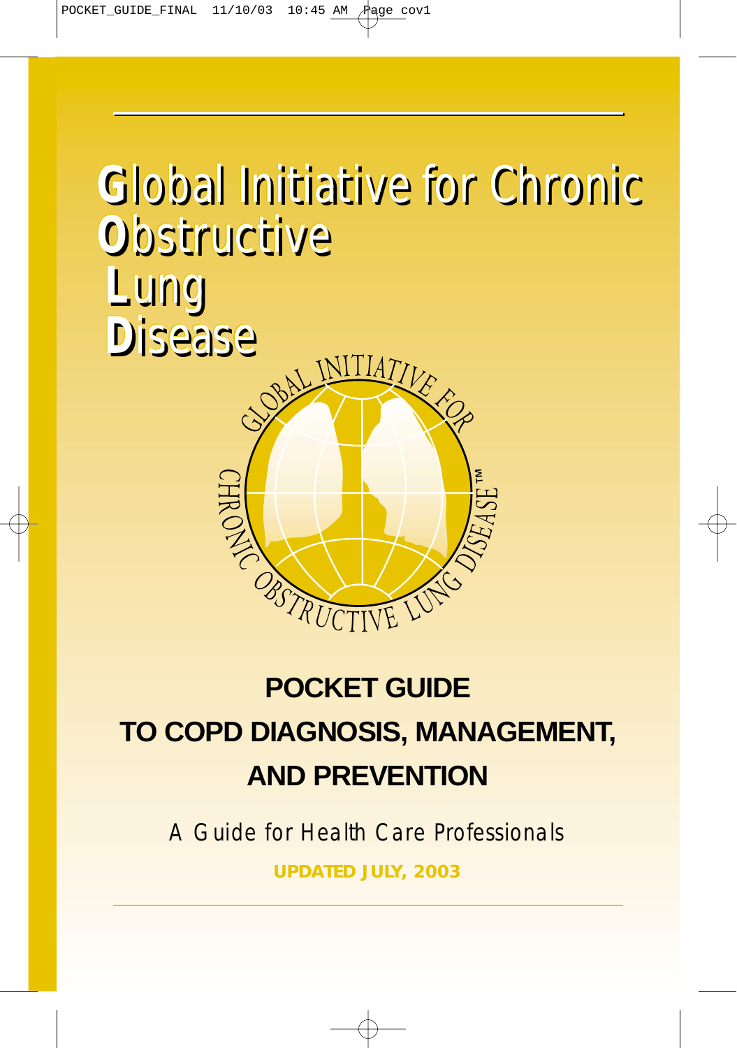# Global Initiative for Chronic Obstructive Lung Disease

GLOBAL INITIATIVE FOR CHRONIC OBSTRUCTIVE LUNG DISEASE™

## POCKET GUIDE TO COPD DIAGNOSIS, MANAGEMENT, AND PREVENTION

A Guide for Health Care Professionals

**UPDATED JULY, 2003**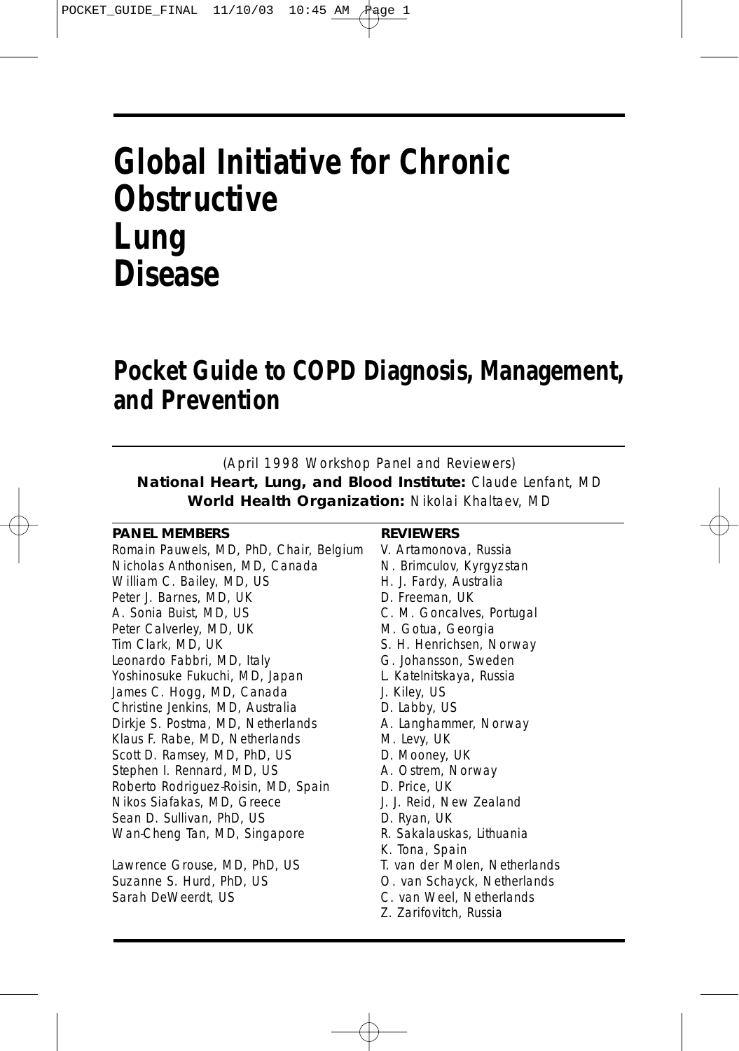# Global Initiative for Chronic Obstructive Lung Disease

## Pocket Guide to COPD Diagnosis, Management, and Prevention

*(April 1998 Workshop Panel and Reviewers)*

**National Heart, Lung, and Blood Institute:** Claude Lenfant, MD

**World Health Organization:** Nikolai Khaltaev, MD

**PANEL MEMBERS**

Romain Pauwels, MD, PhD, Chair, Belgium
Nicholas Anthonisen, MD, Canada
William C. Bailey, MD, US
Peter J. Barnes, MD, UK
A. Sonia Buist, MD, US
Peter Calverley, MD, UK
Tim Clark, MD, UK
Leonardo Fabbri, MD, Italy
Yoshinosuke Fukuchi, MD, Japan
James C. Hogg, MD, Canada
Christine Jenkins, MD, Australia
Dirkje S. Postma, MD, Netherlands
Klaus F. Rabe, MD, Netherlands
Scott D. Ramsey, MD, PhD, US
Stephen I. Rennard, MD, US
Roberto Rodriguez-Roisin, MD, Spain
Nikos Siafakas, MD, Greece
Sean D. Sullivan, PhD, US
Wan-Cheng Tan, MD, Singapore

Lawrence Grouse, MD, PhD, US
Suzanne S. Hurd, PhD, US
Sarah DeWeerdt, US

**REVIEWERS**

V. Artamonova, Russia
N. Brimculov, Kyrgyzstan
H. J. Fardy, Australia
D. Freeman, UK
C. M. Goncalves, Portugal
M. Gotua, Georgia
S. H. Henrichsen, Norway
G. Johansson, Sweden
L. Katelnitskaya, Russia
J. Kiley, US
D. Labby, US
A. Langhammer, Norway
M. Levy, UK
D. Mooney, UK
A. Ostrem, Norway
D. Price, UK
J. J. Reid, New Zealand
D. Ryan, UK
R. Sakalauskas, Lithuania
K. Tona, Spain
T. van der Molen, Netherlands
O. van Schayck, Netherlands
C. van Weel, Netherlands
Z. Zarifovitch, Russia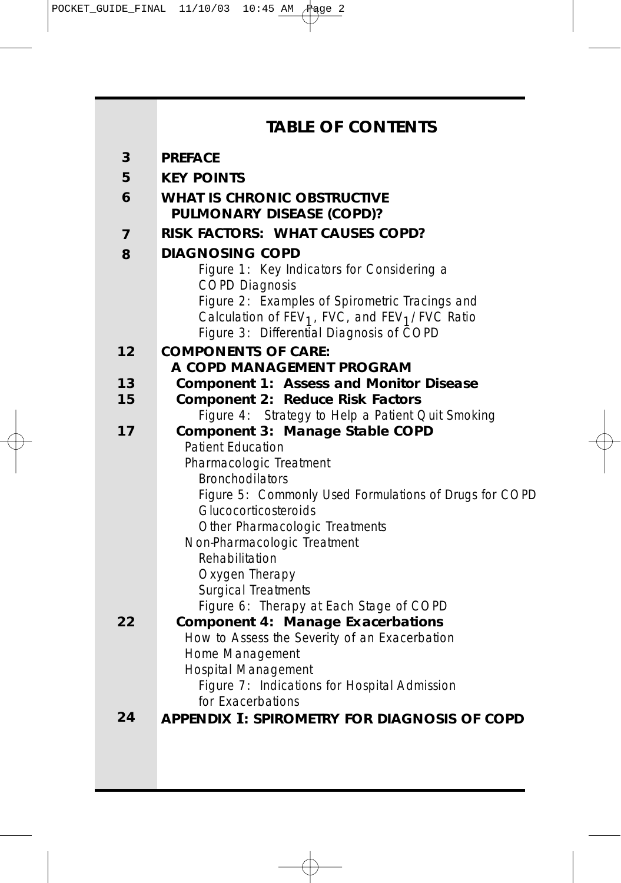# TABLE OF CONTENTS

| | |
|---|---|
| 3 | **PREFACE** |
| 5 | **KEY POINTS** |
| 6 | **WHAT IS CHRONIC OBSTRUCTIVE PULMONARY DISEASE (COPD)?** |
| 7 | **RISK FACTORS: WHAT CAUSES COPD?** |
| 8 | **DIAGNOSING COPD** |
| | Figure 1: Key Indicators for Considering a COPD Diagnosis |
| | Figure 2: Examples of Spirometric Tracings and Calculation of $FEV_1$, FVC, and $FEV_1$/FVC Ratio |
| | Figure 3: Differential Diagnosis of COPD |
| 12 | **COMPONENTS OF CARE: A COPD MANAGEMENT PROGRAM** |
| 13 | **Component 1: Assess and Monitor Disease** |
| 15 | **Component 2: Reduce Risk Factors** |
| | Figure 4: Strategy to Help a Patient Quit Smoking |
| 17 | **Component 3: Manage Stable COPD** |
| | Patient Education |
| | Pharmacologic Treatment |
| | Bronchodilators |
| | Figure 5: Commonly Used Formulations of Drugs for COPD |
| | Glucocorticosteroids |
| | Other Pharmacologic Treatments |
| | Non-Pharmacologic Treatment |
| | Rehabilitation |
| | Oxygen Therapy |
| | Surgical Treatments |
| | Figure 6: Therapy at Each Stage of COPD |
| 22 | **Component 4: Manage Exacerbations** |
| | How to Assess the Severity of an Exacerbation |
| | Home Management |
| | Hospital Management |
| | Figure 7: Indications for Hospital Admission for Exacerbations |
| 24 | **APPENDIX I: SPIROMETRY FOR DIAGNOSIS OF COPD** |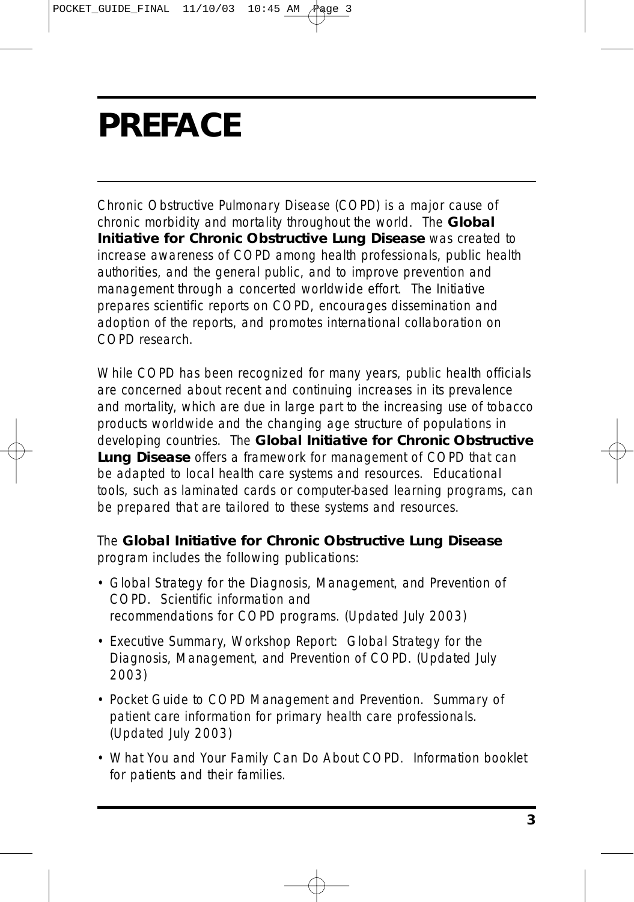# PREFACE

Chronic Obstructive Pulmonary Disease (COPD) is a major cause of chronic morbidity and mortality throughout the world. The **Global Initiative for Chronic Obstructive Lung Disease** was created to increase awareness of COPD among health professionals, public health authorities, and the general public, and to improve prevention and management through a concerted worldwide effort. The Initiative prepares scientific reports on COPD, encourages dissemination and adoption of the reports, and promotes international collaboration on COPD research.

While COPD has been recognized for many years, public health officials are concerned about recent and continuing increases in its prevalence and mortality, which are due in large part to the increasing use of tobacco products worldwide and the changing age structure of populations in developing countries. The **Global Initiative for Chronic Obstructive Lung Disease** offers a framework for management of COPD that can be adapted to local health care systems and resources. Educational tools, such as laminated cards or computer-based learning programs, can be prepared that are tailored to these systems and resources.

The **Global Initiative for Chronic Obstructive Lung Disease** program includes the following publications:

- Global Strategy for the Diagnosis, Management, and Prevention of COPD. Scientific information and recommendations for COPD programs. (Updated July 2003)
- Executive Summary, Workshop Report: Global Strategy for the Diagnosis, Management, and Prevention of COPD. (Updated July 2003)
- Pocket Guide to COPD Management and Prevention. Summary of patient care information for primary health care professionals. (Updated July 2003)
- What You and Your Family Can Do About COPD. Information booklet for patients and their families.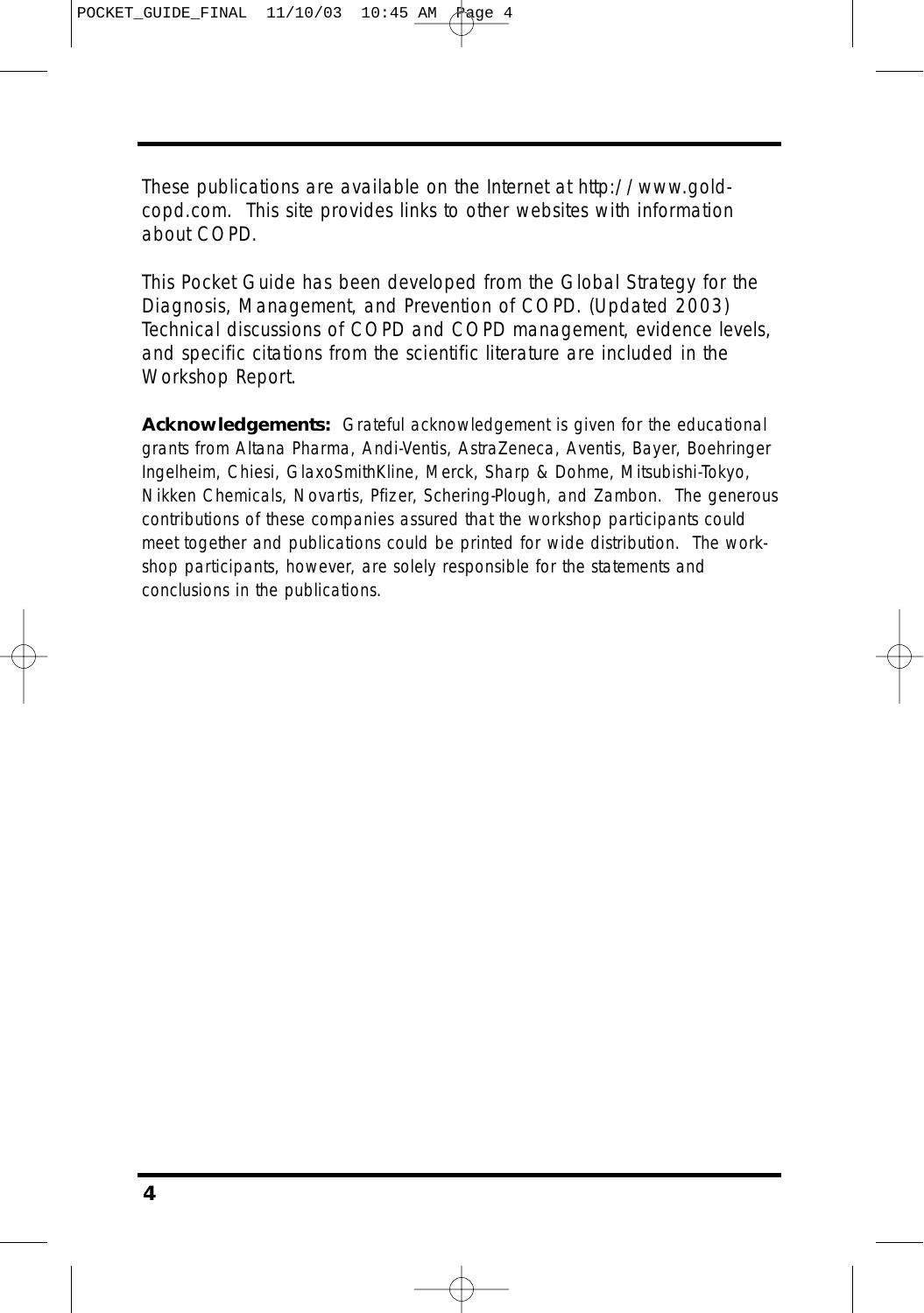These publications are available on the Internet at http://www.gold-copd.com. This site provides links to other websites with information about COPD.

This Pocket Guide has been developed from the Global Strategy for the Diagnosis, Management, and Prevention of COPD. (Updated 2003) Technical discussions of COPD and COPD management, evidence levels, and specific citations from the scientific literature are included in the Workshop Report.

**Acknowledgements:** Grateful acknowledgement is given for the educational grants from Altana Pharma, Andi-Ventis, AstraZeneca, Aventis, Bayer, Boehringer Ingelheim, Chiesi, GlaxoSmithKline, Merck, Sharp & Dohme, Mitsubishi-Tokyo, Nikken Chemicals, Novartis, Pfizer, Schering-Plough, and Zambon. The generous contributions of these companies assured that the workshop participants could meet together and publications could be printed for wide distribution. The workshop participants, however, are solely responsible for the statements and conclusions in the publications.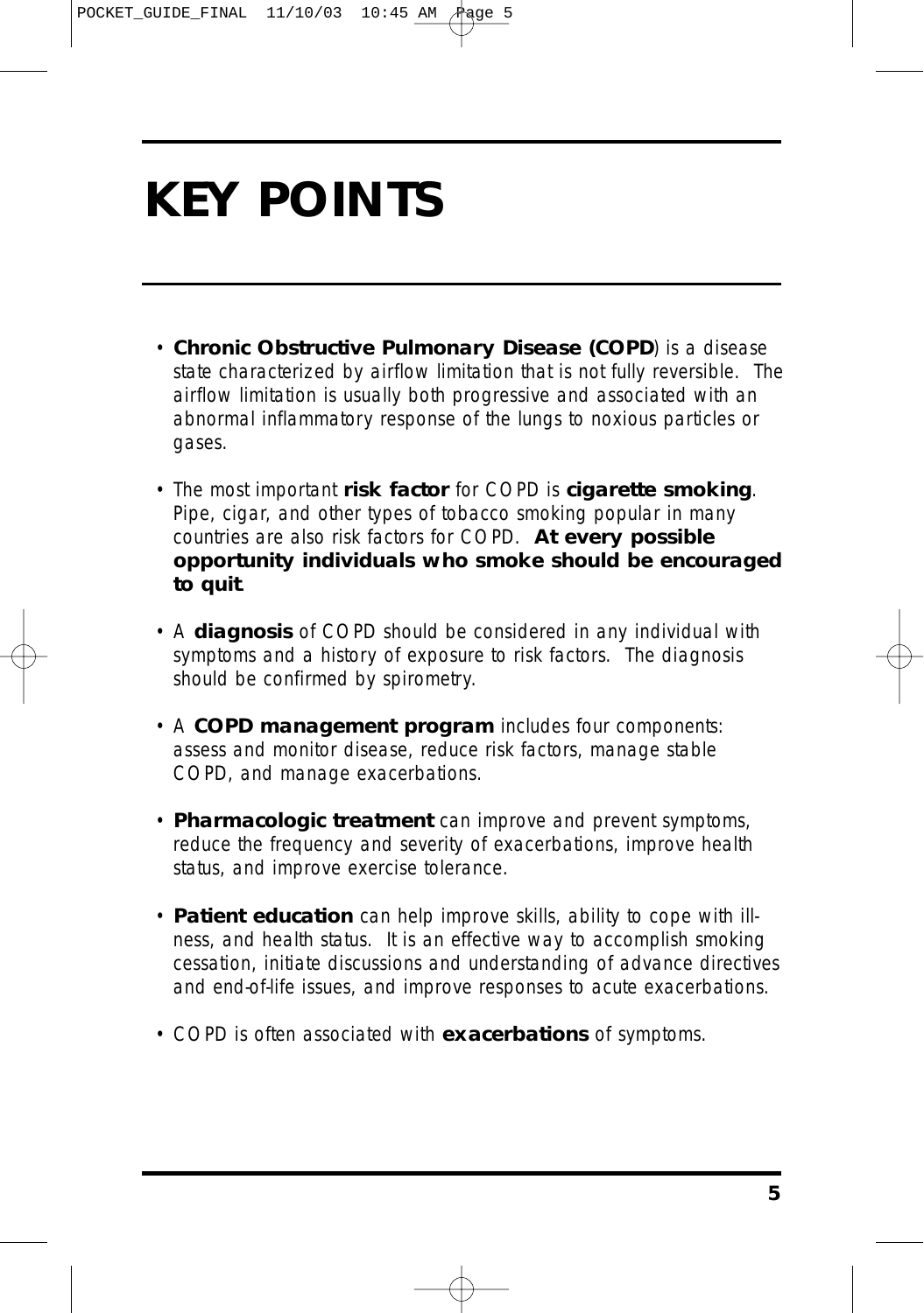# KEY POINTS

- **Chronic Obstructive Pulmonary Disease (COPD)** is a disease state characterized by airflow limitation that is not fully reversible. The airflow limitation is usually both progressive and associated with an abnormal inflammatory response of the lungs to noxious particles or gases.

- The most important **risk factor** for COPD is **cigarette smoking**. Pipe, cigar, and other types of tobacco smoking popular in many countries are also risk factors for COPD. **At every possible opportunity individuals who smoke should be encouraged to quit**.

- A **diagnosis** of COPD should be considered in any individual with symptoms and a history of exposure to risk factors. The diagnosis should be confirmed by spirometry.

- A **COPD management program** includes four components: assess and monitor disease, reduce risk factors, manage stable COPD, and manage exacerbations.

- **Pharmacologic treatment** can improve and prevent symptoms, reduce the frequency and severity of exacerbations, improve health status, and improve exercise tolerance.

- **Patient education** can help improve skills, ability to cope with illness, and health status. It is an effective way to accomplish smoking cessation, initiate discussions and understanding of advance directives and end-of-life issues, and improve responses to acute exacerbations.

- COPD is often associated with **exacerbations** of symptoms.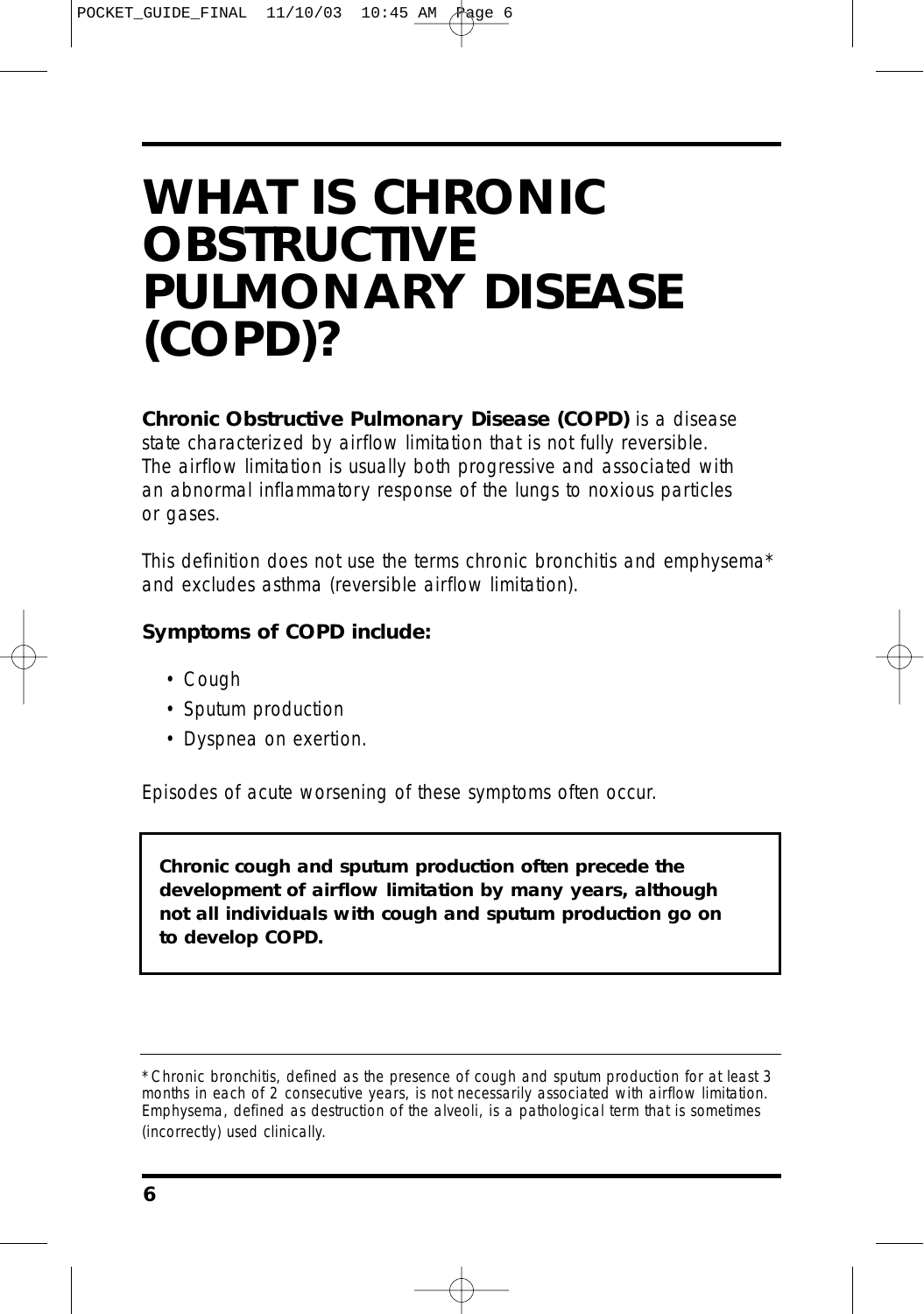# WHAT IS CHRONIC OBSTRUCTIVE PULMONARY DISEASE (COPD)?

**Chronic Obstructive Pulmonary Disease (COPD)** *is a disease state characterized by airflow limitation that is not fully reversible. The airflow limitation is usually both progressive and associated with an abnormal inflammatory response of the lungs to noxious particles or gases.*

This definition does not use the terms chronic bronchitis and emphysema* and excludes asthma (reversible airflow limitation).

**Symptoms of COPD include:**

- Cough
- Sputum production
- Dyspnea on exertion.

*Episodes of acute worsening of these symptoms often occur.*

> **Chronic cough and sputum production often precede the development of airflow limitation by many years, although not all individuals with cough and sputum production go on to develop COPD.**

---

*Chronic bronchitis, defined as the presence of cough and sputum production for at least 3 months in each of 2 consecutive years, is not necessarily associated with airflow limitation. Emphysema, defined as destruction of the alveoli, is a pathological term that is sometimes (incorrectly) used clinically.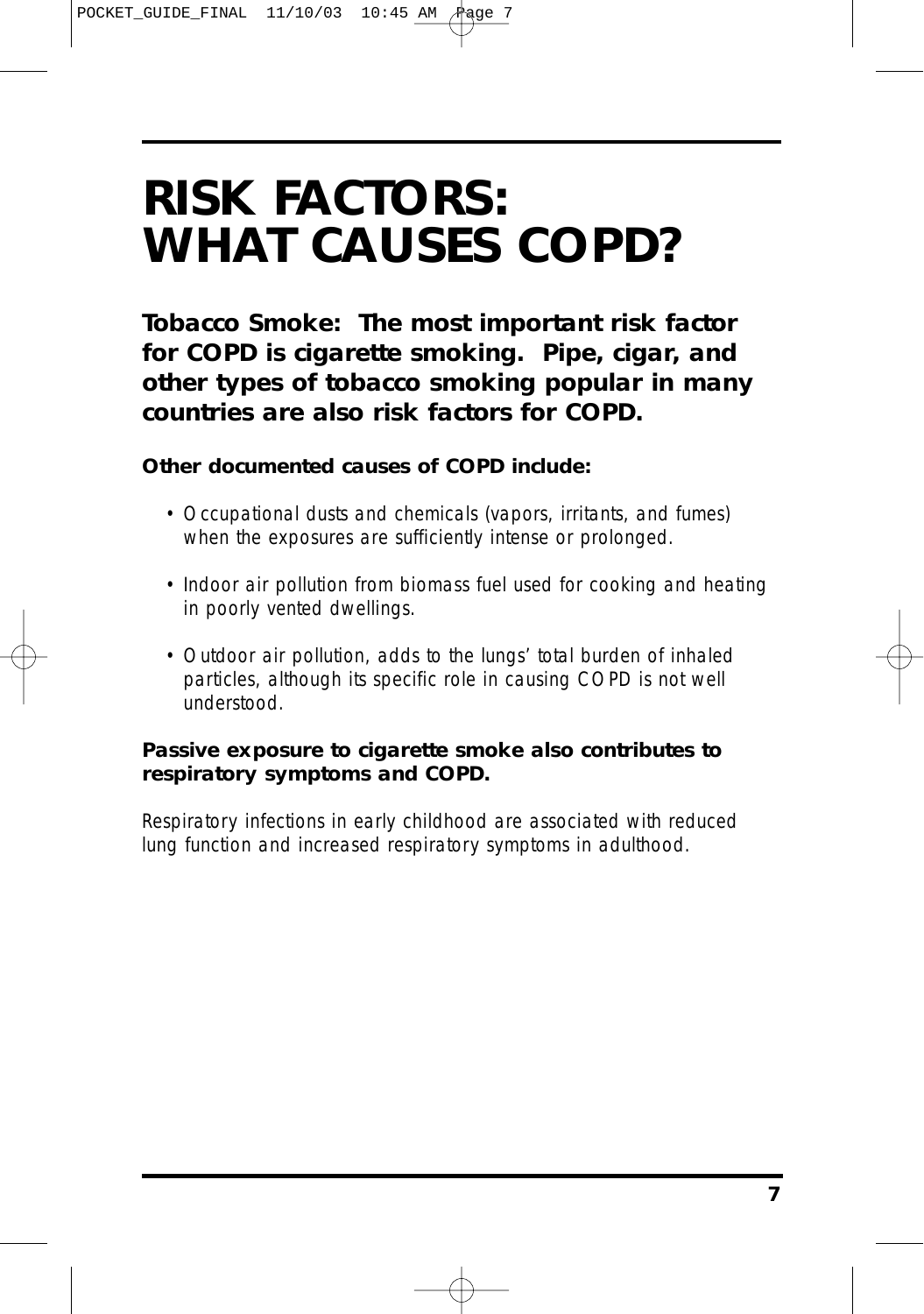# RISK FACTORS:
# WHAT CAUSES COPD?

**Tobacco Smoke: The most important risk factor for COPD is cigarette smoking. Pipe, cigar, and other types of tobacco smoking popular in many countries are also risk factors for COPD.**

**Other documented causes of COPD include:**

- Occupational dusts and chemicals (vapors, irritants, and fumes) when the exposures are sufficiently intense or prolonged.
- Indoor air pollution from biomass fuel used for cooking and heating in poorly vented dwellings.
- Outdoor air pollution, adds to the lungs' total burden of inhaled particles, although its specific role in causing COPD is not well understood.

**Passive exposure to cigarette smoke also contributes to respiratory symptoms and COPD.**

Respiratory infections in early childhood are associated with reduced lung function and increased respiratory symptoms in adulthood.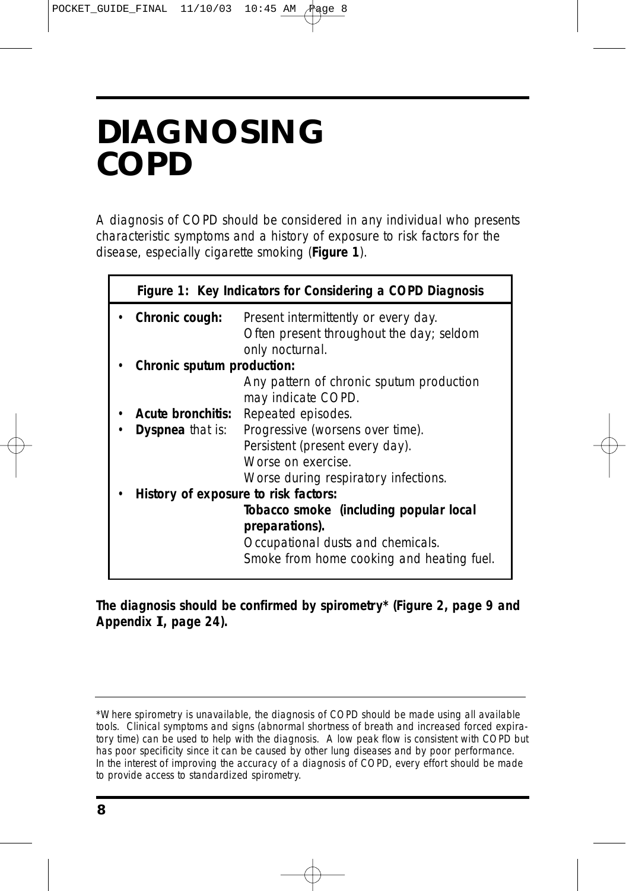# DIAGNOSING COPD

A diagnosis of COPD should be considered in any individual who presents characteristic symptoms and a history of exposure to risk factors for the disease, especially cigarette smoking (**Figure 1**).

**Figure 1: Key Indicators for Considering a COPD Diagnosis**

- **Chronic cough:** Present intermittently or every day. Often present throughout the day; seldom only nocturnal.
- **Chronic sputum production:** Any pattern of chronic sputum production may indicate COPD.
- **Acute bronchitis:** Repeated episodes.
- **Dyspnea** that is: Progressive (worsens over time). Persistent (present every day). Worse on exercise. Worse during respiratory infections.
- **History of exposure to risk factors:** **Tobacco smoke (including popular local preparations).** Occupational dusts and chemicals. Smoke from home cooking and heating fuel.

**The diagnosis should be confirmed by spirometry* (Figure 2, page 9 and Appendix I, page 24).**

---

*Where spirometry is unavailable, the diagnosis of COPD should be made using all available tools. Clinical symptoms and signs (abnormal shortness of breath and increased forced expiratory time) can be used to help with the diagnosis. A low peak flow is consistent with COPD but has poor specificity since it can be caused by other lung diseases and by poor performance. In the interest of improving the accuracy of a diagnosis of COPD, every effort should be made to provide access to standardized spirometry.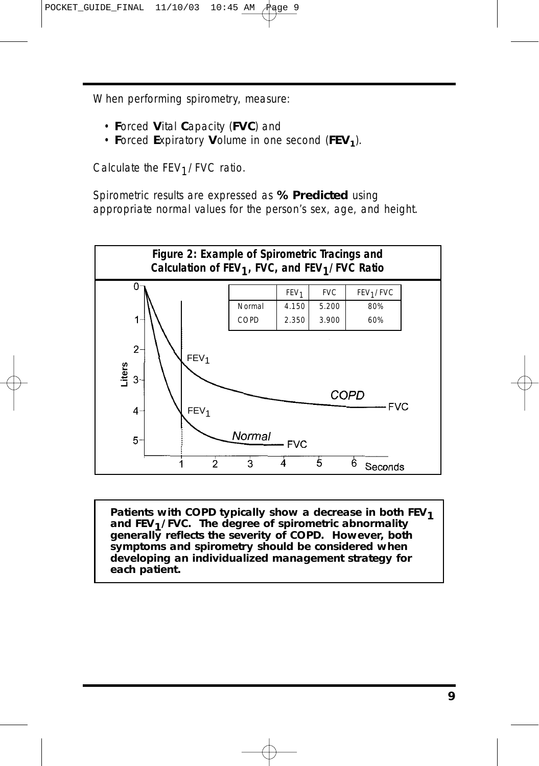When performing spirometry, measure:

- **F**orced **V**ital **C**apacity (**FVC**) and
- **F**orced **E**xpiratory **V**olume in one second (**$FEV_1$**).

Calculate the $FEV_1$/FVC ratio.

Spirometric results are expressed as **% Predicted** using appropriate normal values for the person's sex, age, and height.

**Figure 2: Example of Spirometric Tracings and Calculation of $FEV_1$, FVC, and $FEV_1$/FVC Ratio**

| | $FEV_1$ | FVC | $FEV_1$/FVC |
|---|---|---|---|
| Normal | 4.150 | 5.200 | 80% |
| COPD | 2.350 | 3.900 | 60% |

**Patients with COPD typically show a decrease in both $FEV_1$ and $FEV_1$/FVC. The degree of spirometric abnormality generally reflects the severity of COPD. However, both symptoms and spirometry should be considered when developing an individualized management strategy for each patient.**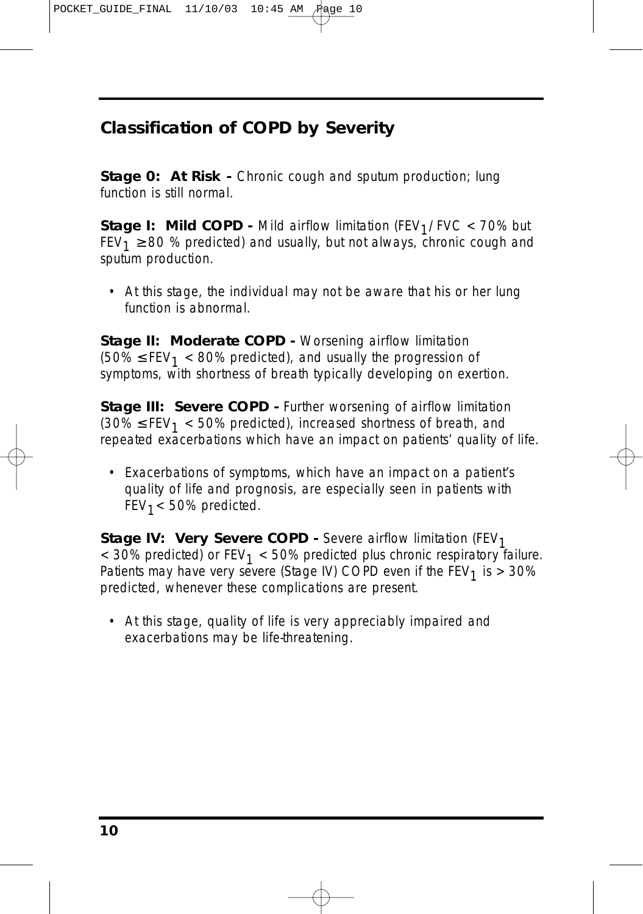## Classification of COPD by Severity

**Stage 0: At Risk -** Chronic cough and sputum production; lung function is still normal.

**Stage I: Mild COPD -** Mild airflow limitation ($FEV_1/FVC < 70\%$ but $FEV_1 \geq 80$ % predicted) and usually, but not always, chronic cough and sputum production.

- At this stage, the individual may not be aware that his or her lung function is abnormal.

**Stage II: Moderate COPD -** Worsening airflow limitation ($50\% \leq FEV_1 < 80\%$ predicted), and usually the progression of symptoms, with shortness of breath typically developing on exertion.

**Stage III: Severe COPD -** Further worsening of airflow limitation ($30\% \leq FEV_1 < 50\%$ predicted), increased shortness of breath, and repeated exacerbations which have an impact on patients' quality of life.

- Exacerbations of symptoms, which have an impact on a patient's quality of life and prognosis, are especially seen in patients with $FEV_1 < 50\%$ predicted.

**Stage IV: Very Severe COPD -** Severe airflow limitation ($FEV_1 < 30\%$ predicted) or $FEV_1 < 50\%$ predicted plus chronic respiratory failure. Patients may have very severe (Stage IV) COPD even if the $FEV_1$ is $> 30\%$ predicted, whenever these complications are present.

- At this stage, quality of life is very appreciably impaired and exacerbations may be life-threatening.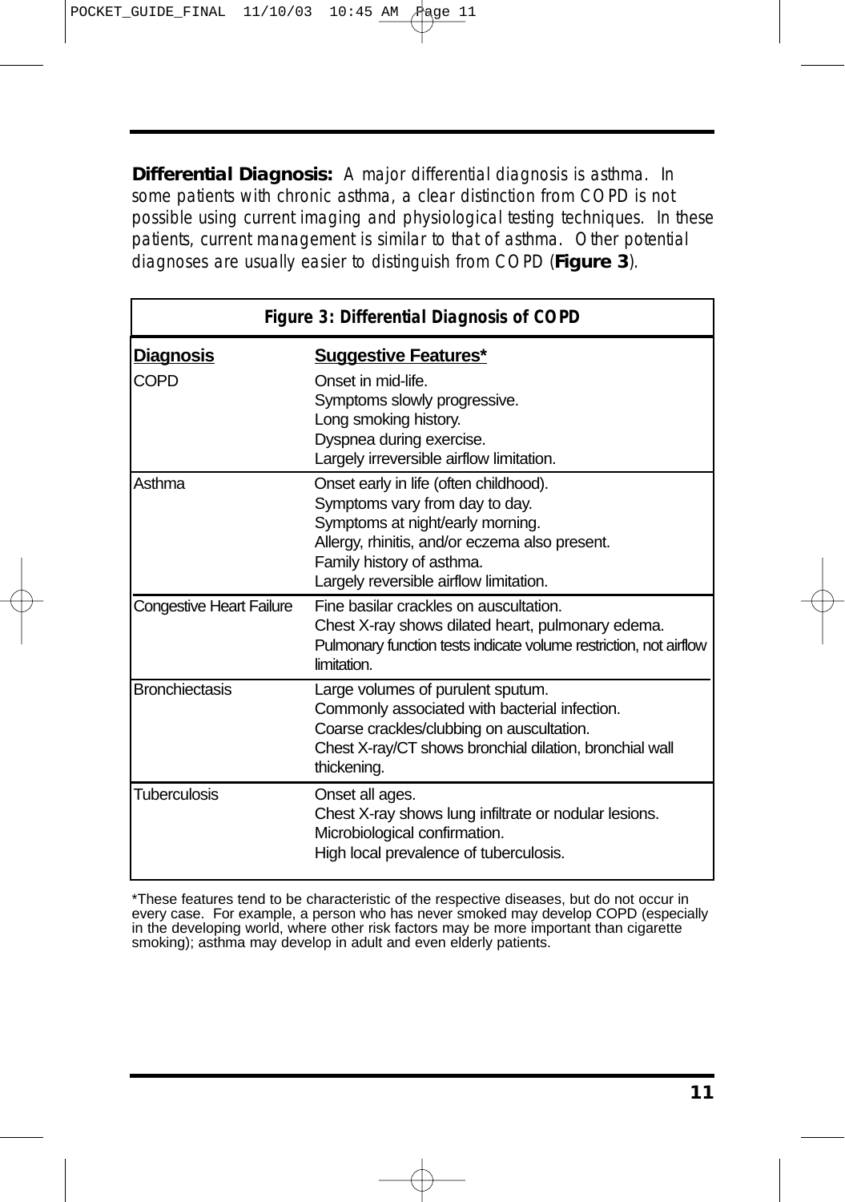**Differential Diagnosis:** *A major differential diagnosis is asthma. In some patients with chronic asthma, a clear distinction from COPD is not possible using current imaging and physiological testing techniques. In these patients, current management is similar to that of asthma. Other potential diagnoses are usually easier to distinguish from COPD (***Figure 3***).*

**Figure 3: Differential Diagnosis of COPD**

| Diagnosis | Suggestive Features* |
|---|---|
| COPD | Onset in mid-life.<br>Symptoms slowly progressive.<br>Long smoking history.<br>Dyspnea during exercise.<br>Largely irreversible airflow limitation. |
| Asthma | Onset early in life (often childhood).<br>Symptoms vary from day to day.<br>Symptoms at night/early morning.<br>Allergy, rhinitis, and/or eczema also present.<br>Family history of asthma.<br>Largely reversible airflow limitation. |
| Congestive Heart Failure | Fine basilar crackles on auscultation.<br>Chest X-ray shows dilated heart, pulmonary edema.<br>Pulmonary function tests indicate volume restriction, not airflow limitation. |
| Bronchiectasis | Large volumes of purulent sputum.<br>Commonly associated with bacterial infection.<br>Coarse crackles/clubbing on auscultation.<br>Chest X-ray/CT shows bronchial dilation, bronchial wall thickening. |
| Tuberculosis | Onset all ages.<br>Chest X-ray shows lung infiltrate or nodular lesions.<br>Microbiological confirmation.<br>High local prevalence of tuberculosis. |

*These features tend to be characteristic of the respective diseases, but do not occur in every case. For example, a person who has never smoked may develop COPD (especially in the developing world, where other risk factors may be more important than cigarette smoking); asthma may develop in adult and even elderly patients.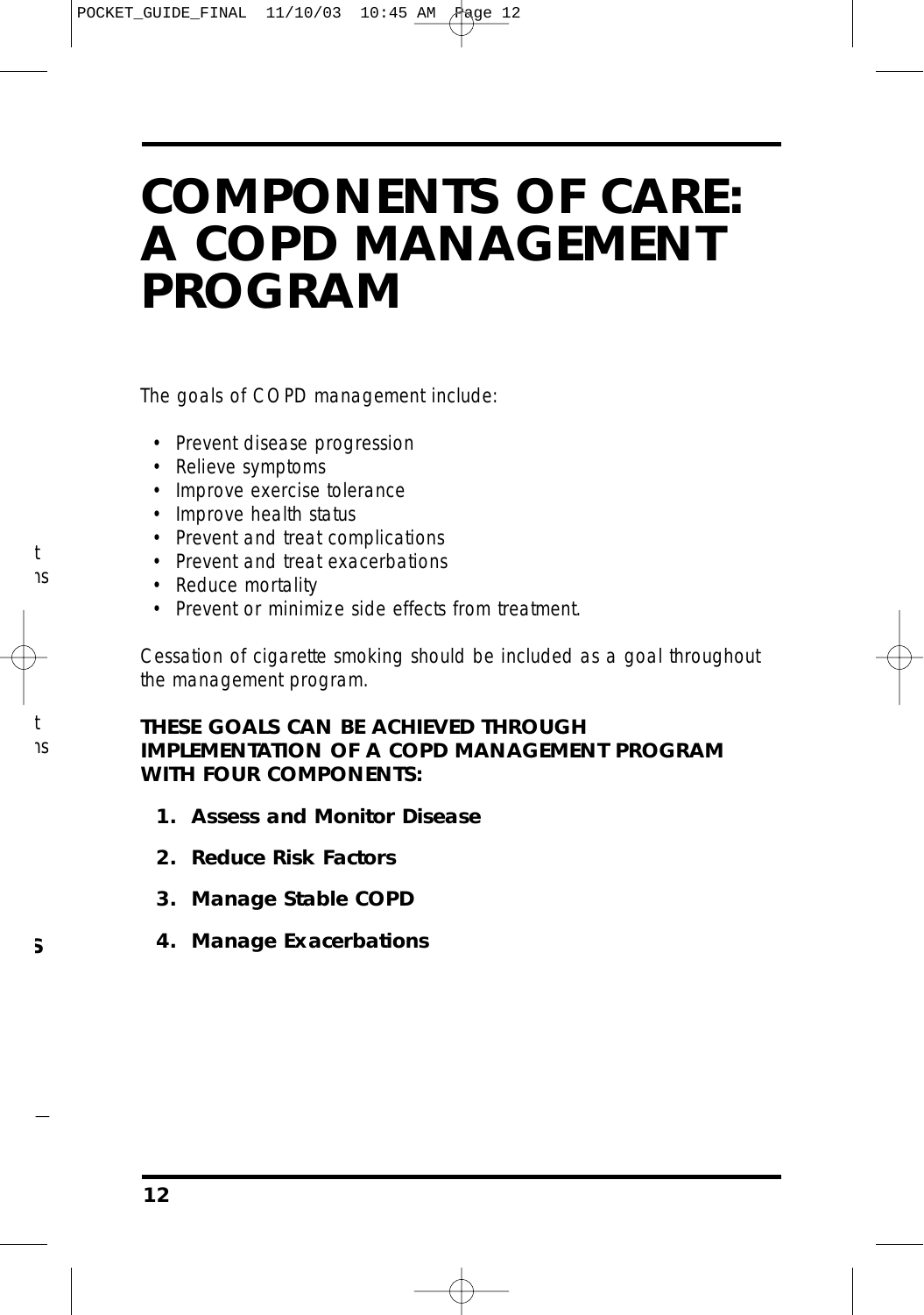# COMPONENTS OF CARE: A COPD MANAGEMENT PROGRAM

*The goals of COPD management include:*

- *Prevent disease progression*
- *Relieve symptoms*
- *Improve exercise tolerance*
- *Improve health status*
- *Prevent and treat complications*
- *Prevent and treat exacerbations*
- *Reduce mortality*
- *Prevent or minimize side effects from treatment.*

*Cessation of cigarette smoking should be included as a goal throughout the management program.*

**THESE GOALS CAN BE ACHIEVED THROUGH IMPLEMENTATION OF A COPD MANAGEMENT PROGRAM WITH FOUR COMPONENTS:**

1. **Assess and Monitor Disease**
2. **Reduce Risk Factors**
3. **Manage Stable COPD**
4. **Manage Exacerbations**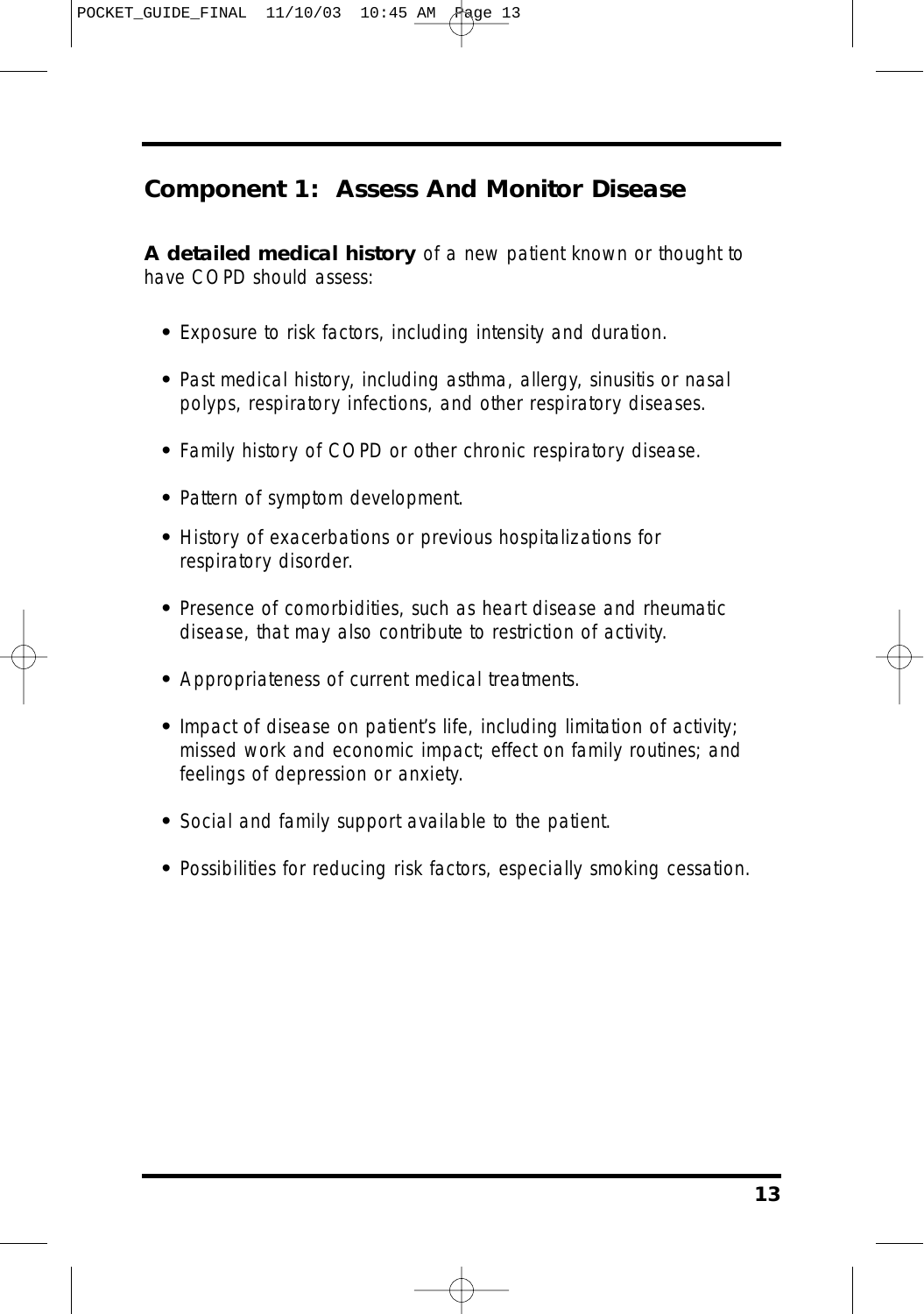## Component 1: Assess And Monitor Disease

**A detailed medical history** of a new patient known or thought to have COPD should assess:

- Exposure to risk factors, including intensity and duration.
- Past medical history, including asthma, allergy, sinusitis or nasal polyps, respiratory infections, and other respiratory diseases.
- Family history of COPD or other chronic respiratory disease.
- Pattern of symptom development.
- History of exacerbations or previous hospitalizations for respiratory disorder.
- Presence of comorbidities, such as heart disease and rheumatic disease, that may also contribute to restriction of activity.
- Appropriateness of current medical treatments.
- Impact of disease on patient's life, including limitation of activity; missed work and economic impact; effect on family routines; and feelings of depression or anxiety.
- Social and family support available to the patient.
- Possibilities for reducing risk factors, especially smoking cessation.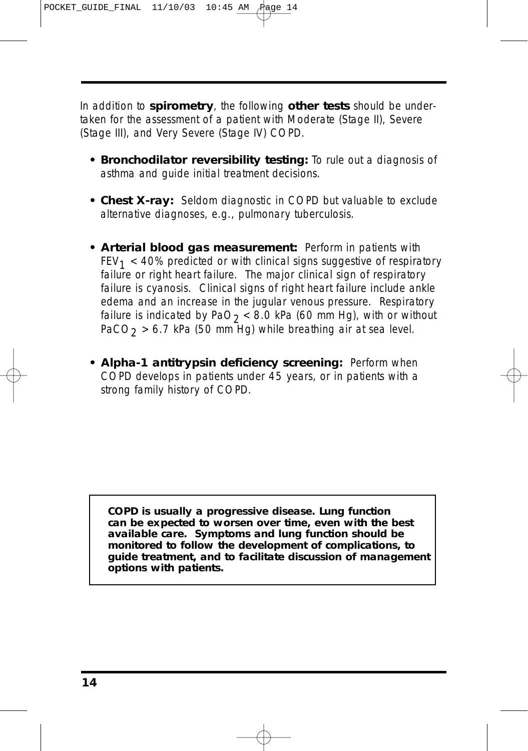*In addition to* **spirometry**, *the following* **other tests** *should be undertaken for the assessment of a patient with Moderate (Stage II), Severe (Stage III), and Very Severe (Stage IV) COPD.*

- **Bronchodilator reversibility testing:** *To rule out a diagnosis of asthma and guide initial treatment decisions.*

- **Chest X-ray:** *Seldom diagnostic in COPD but valuable to exclude alternative diagnoses, e.g., pulmonary tuberculosis.*

- **Arterial blood gas measurement:** *Perform in patients with $FEV_1$ < 40% predicted or with clinical signs suggestive of respiratory failure or right heart failure. The major clinical sign of respiratory failure is cyanosis. Clinical signs of right heart failure include ankle edema and an increase in the jugular venous pressure. Respiratory failure is indicated by $PaO_2$ < 8.0 kPa (60 mm Hg), with or without $PaCO_2$ > 6.7 kPa (50 mm Hg) while breathing air at sea level.*

- **Alpha-1 antitrypsin deficiency screening:** *Perform when COPD develops in patients under 45 years, or in patients with a strong family history of COPD.*

**COPD is usually a progressive disease. Lung function can be expected to worsen over time, even with the best available care. Symptoms and lung function should be monitored to follow the development of complications, to guide treatment, and to facilitate discussion of management options with patients.**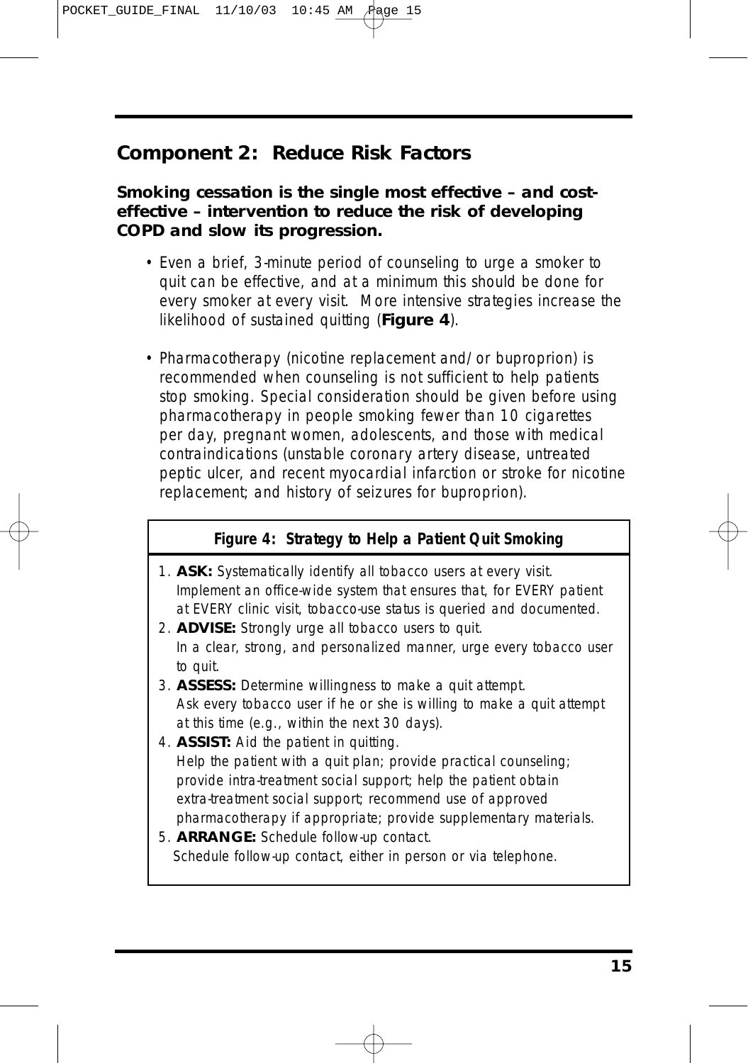## Component 2: Reduce Risk Factors

**Smoking cessation is the single most effective – and cost-effective – intervention to reduce the risk of developing COPD and slow its progression.**

- Even a brief, 3-minute period of counseling to urge a smoker to quit can be effective, and at a minimum this should be done for every smoker at every visit. More intensive strategies increase the likelihood of sustained quitting (**Figure 4**).

- Pharmacotherapy (nicotine replacement and/or buproprion) is recommended when counseling is not sufficient to help patients stop smoking. Special consideration should be given before using pharmacotherapy in people smoking fewer than 10 cigarettes per day, pregnant women, adolescents, and those with medical contraindications (unstable coronary artery disease, untreated peptic ulcer, and recent myocardial infarction or stroke for nicotine replacement; and history of seizures for buproprion).

**Figure 4: Strategy to Help a Patient Quit Smoking**

1. **ASK:** Systematically identify all tobacco users at every visit.
   Implement an office-wide system that ensures that, for EVERY patient at EVERY clinic visit, tobacco-use status is queried and documented.
2. **ADVISE:** Strongly urge all tobacco users to quit.
   In a clear, strong, and personalized manner, urge every tobacco user to quit.
3. **ASSESS:** Determine willingness to make a quit attempt.
   Ask every tobacco user if he or she is willing to make a quit attempt at this time (e.g., within the next 30 days).
4. **ASSIST:** Aid the patient in quitting.
   Help the patient with a quit plan; provide practical counseling; provide intra-treatment social support; help the patient obtain extra-treatment social support; recommend use of approved pharmacotherapy if appropriate; provide supplementary materials.
5. **ARRANGE:** Schedule follow-up contact.
   Schedule follow-up contact, either in person or via telephone.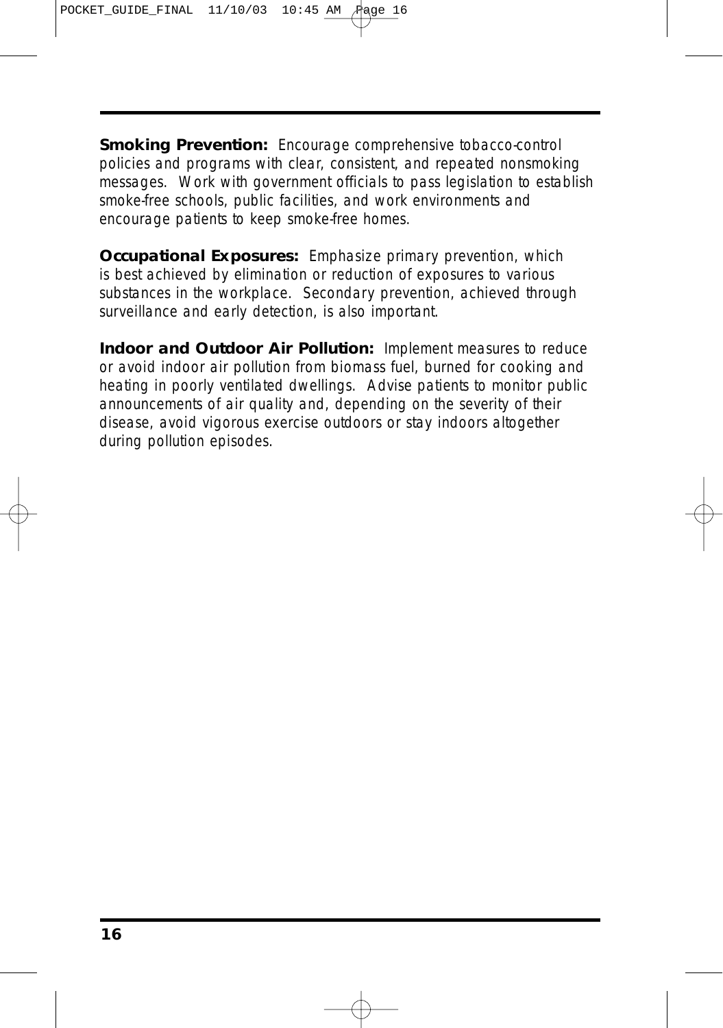**Smoking Prevention:** *Encourage comprehensive tobacco-control policies and programs with clear, consistent, and repeated nonsmoking messages. Work with government officials to pass legislation to establish smoke-free schools, public facilities, and work environments and encourage patients to keep smoke-free homes.*

**Occupational Exposures:** *Emphasize primary prevention, which is best achieved by elimination or reduction of exposures to various substances in the workplace. Secondary prevention, achieved through surveillance and early detection, is also important.*

**Indoor and Outdoor Air Pollution:** *Implement measures to reduce or avoid indoor air pollution from biomass fuel, burned for cooking and heating in poorly ventilated dwellings. Advise patients to monitor public announcements of air quality and, depending on the severity of their disease, avoid vigorous exercise outdoors or stay indoors altogether during pollution episodes.*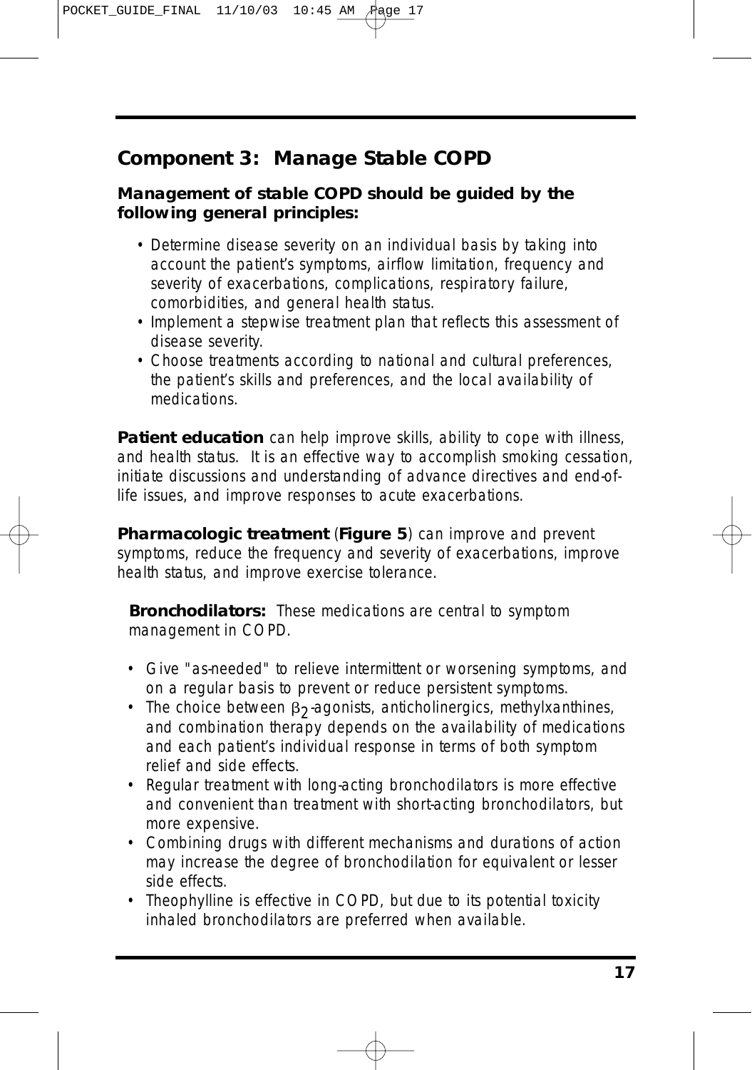## Component 3: Manage Stable COPD

**Management of stable COPD should be guided by the following general principles:**

- Determine disease severity on an individual basis by taking into account the patient's symptoms, airflow limitation, frequency and severity of exacerbations, complications, respiratory failure, comorbidities, and general health status.
- Implement a stepwise treatment plan that reflects this assessment of disease severity.
- Choose treatments according to national and cultural preferences, the patient's skills and preferences, and the local availability of medications.

**Patient education** can help improve skills, ability to cope with illness, and health status. It is an effective way to accomplish smoking cessation, initiate discussions and understanding of advance directives and end-of-life issues, and improve responses to acute exacerbations.

**Pharmacologic treatment** (**Figure 5**) can improve and prevent symptoms, reduce the frequency and severity of exacerbations, improve health status, and improve exercise tolerance.

**Bronchodilators:** These medications are central to symptom management in COPD.

- Give "as-needed" to relieve intermittent or worsening symptoms, and on a regular basis to prevent or reduce persistent symptoms.
- The choice between $\beta_2$-agonists, anticholinergics, methylxanthines, and combination therapy depends on the availability of medications and each patient's individual response in terms of both symptom relief and side effects.
- Regular treatment with long-acting bronchodilators is more effective and convenient than treatment with short-acting bronchodilators, but more expensive.
- Combining drugs with different mechanisms and durations of action may increase the degree of bronchodilation for equivalent or lesser side effects.
- Theophylline is effective in COPD, but due to its potential toxicity inhaled bronchodilators are preferred when available.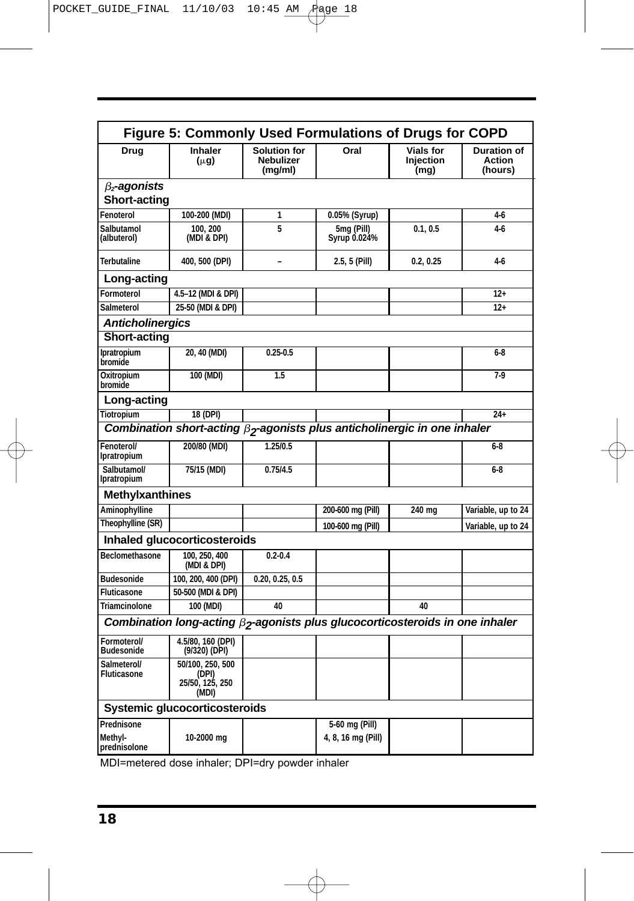**Figure 5: Commonly Used Formulations of Drugs for COPD**

| Drug | Inhaler ($\mu$g) | Solution for Nebulizer (mg/ml) | Oral | Vials for Injection (mg) | Duration of Action (hours) |
|---|---|---|---|---|---|
| ***$\beta_2$-agonists*** | | | | | |
| **Short-acting** | | | | | |
| Fenoterol | 100-200 (MDI) | 1 | 0.05% (Syrup) | | 4-6 |
| Salbutamol (albuterol) | 100, 200 (MDI & DPI) | 5 | 5mg (Pill) Syrup 0.024% | 0.1, 0.5 | 4-6 |
| Terbutaline | 400, 500 (DPI) | – | 2.5, 5 (Pill) | 0.2, 0.25 | 4-6 |
| **Long-acting** | | | | | |
| Formoterol | 4.5–12 (MDI & DPI) | | | | 12+ |
| Salmeterol | 25-50 (MDI & DPI) | | | | 12+ |
| ***Anticholinergics*** | | | | | |
| **Short-acting** | | | | | |
| Ipratropium bromide | 20, 40 (MDI) | 0.25-0.5 | | | 6-8 |
| Oxitropium bromide | 100 (MDI) | 1.5 | | | 7-9 |
| **Long-acting** | | | | | |
| Tiotropium | 18 (DPI) | | | | 24+ |
| ***Combination short-acting $\beta_2$-agonists plus anticholinergic in one inhaler*** | | | | | |
| Fenoterol/ Ipratropium | 200/80 (MDI) | 1.25/0.5 | | | 6-8 |
| Salbutamol/ Ipratropium | 75/15 (MDI) | 0.75/4.5 | | | 6-8 |
| **Methylxanthines** | | | | | |
| Aminophylline | | | 200-600 mg (Pill) | 240 mg | Variable, up to 24 |
| Theophylline (SR) | | | 100-600 mg (Pill) | | Variable, up to 24 |
| **Inhaled glucocorticosteroids** | | | | | |
| Beclomethasone | 100, 250, 400 (MDI & DPI) | 0.2-0.4 | | | |
| Budesonide | 100, 200, 400 (DPI) | 0.20, 0.25, 0.5 | | | |
| Fluticasone | 50-500 (MDI & DPI) | | | | |
| Triamcinolone | 100 (MDI) | 40 | | 40 | |
| ***Combination long-acting $\beta_2$-agonists plus glucocorticosteroids in one inhaler*** | | | | | |
| Formoterol/ Budesonide | 4.5/80, 160 (DPI) (9/320) (DPI) | | | | |
| Salmeterol/ Fluticasone | 50/100, 250, 500 (DPI) 25/50, 125, 250 (MDI) | | | | |
| **Systemic glucocorticosteroids** | | | | | |
| Prednisone | | | 5-60 mg (Pill) | | |
| Methyl-prednisolone | 10-2000 mg | | 4, 8, 16 mg (Pill) | | |

MDI=metered dose inhaler; DPI=dry powder inhaler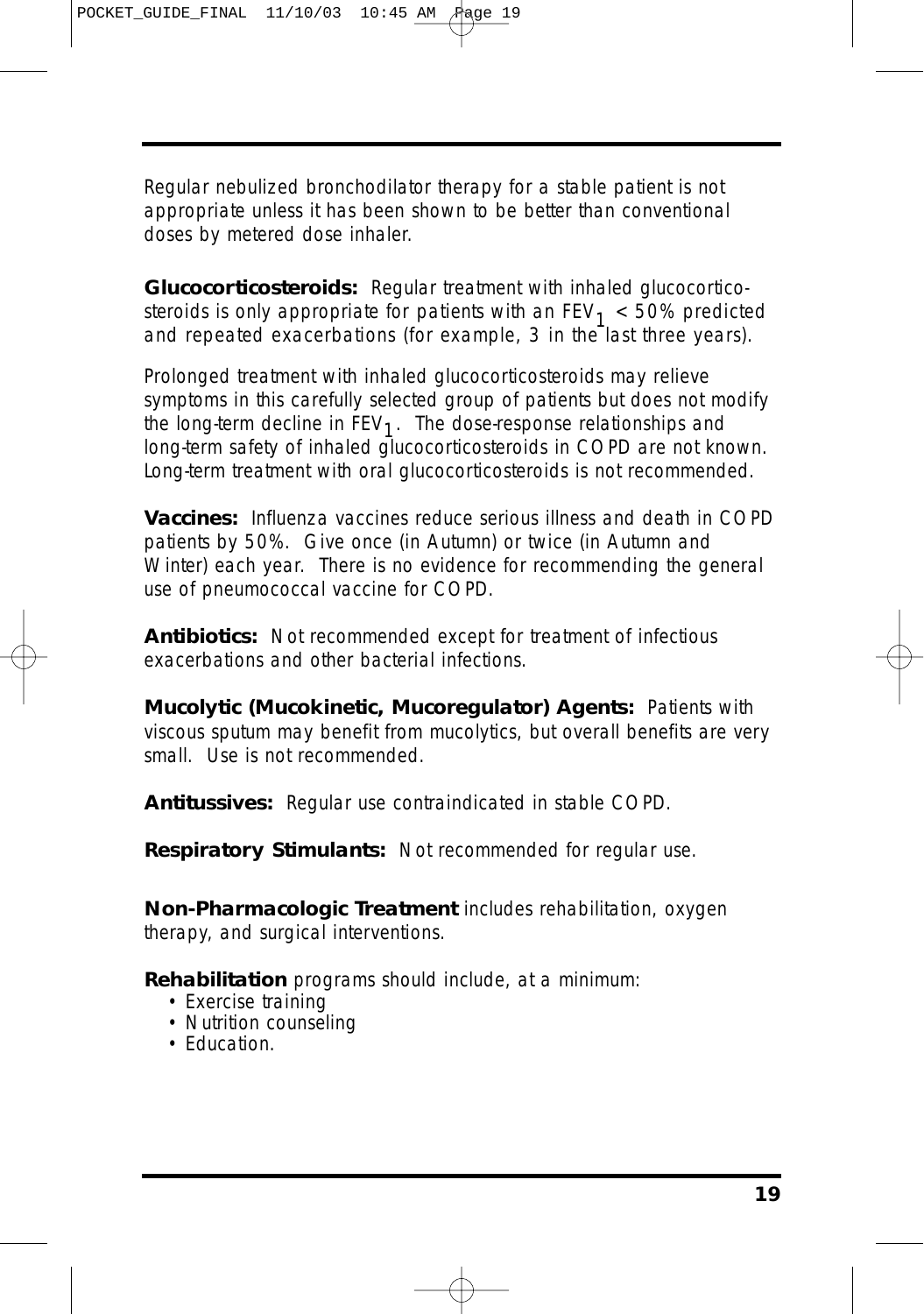Regular nebulized bronchodilator therapy for a stable patient is not appropriate unless it has been shown to be better than conventional doses by metered dose inhaler.

**Glucocorticosteroids:** Regular treatment with inhaled glucocorticosteroids is only appropriate for patients with an $FEV_1$ < 50% predicted and repeated exacerbations (for example, 3 in the last three years).

Prolonged treatment with inhaled glucocorticosteroids may relieve symptoms in this carefully selected group of patients but does not modify the long-term decline in $FEV_1$. The dose-response relationships and long-term safety of inhaled glucocorticosteroids in COPD are not known. Long-term treatment with oral glucocorticosteroids is not recommended.

**Vaccines:** Influenza vaccines reduce serious illness and death in COPD patients by 50%. Give once (in Autumn) or twice (in Autumn and Winter) each year. There is no evidence for recommending the general use of pneumococcal vaccine for COPD.

**Antibiotics:** Not recommended except for treatment of infectious exacerbations and other bacterial infections.

**Mucolytic (Mucokinetic, Mucoregulator) Agents:** Patients with viscous sputum may benefit from mucolytics, but overall benefits are very small. Use is not recommended.

**Antitussives:** Regular use contraindicated in stable COPD.

**Respiratory Stimulants:** Not recommended for regular use.

**Non-Pharmacologic Treatment** includes rehabilitation, oxygen therapy, and surgical interventions.

**Rehabilitation** programs should include, at a minimum:

- Exercise training
- Nutrition counseling
- Education.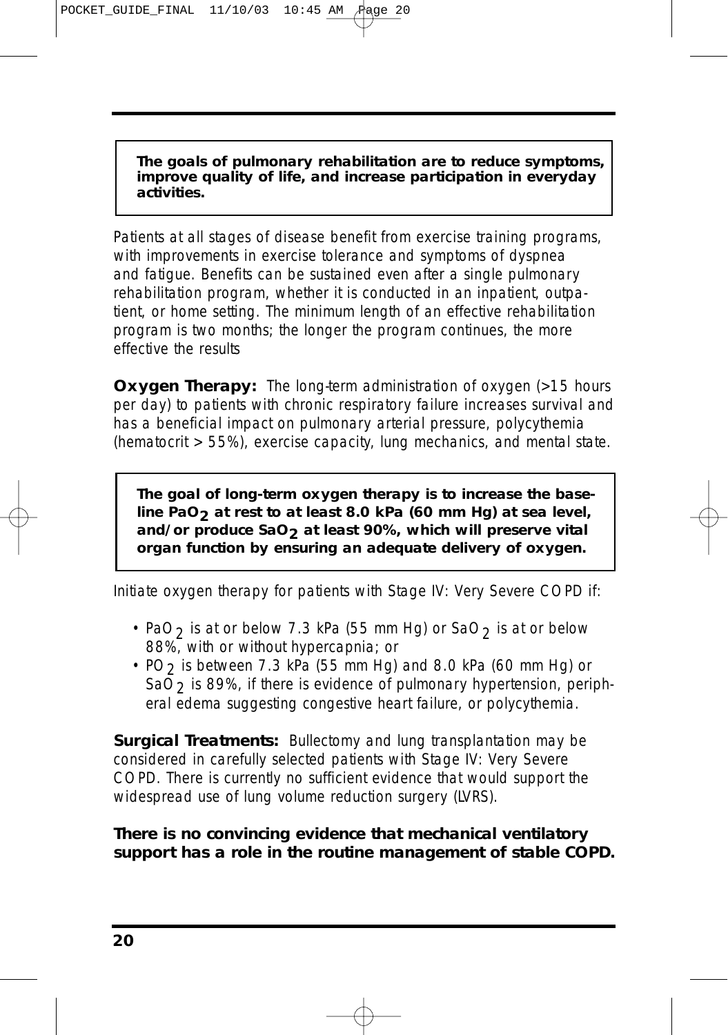**The goals of pulmonary rehabilitation are to reduce symptoms, improve quality of life, and increase participation in everyday activities.**

Patients at all stages of disease benefit from exercise training programs, with improvements in exercise tolerance and symptoms of dyspnea and fatigue. Benefits can be sustained even after a single pulmonary rehabilitation program, whether it is conducted in an inpatient, outpatient, or home setting. The minimum length of an effective rehabilitation program is two months; the longer the program continues, the more effective the results

**Oxygen Therapy:** The long-term administration of oxygen (>15 hours per day) to patients with chronic respiratory failure increases survival and has a beneficial impact on pulmonary arterial pressure, polycythemia (hematocrit > 55%), exercise capacity, lung mechanics, and mental state.

**The goal of long-term oxygen therapy is to increase the baseline $PaO_2$ at rest to at least 8.0 kPa (60 mm Hg) at sea level, and/or produce $SaO_2$ at least 90%, which will preserve vital organ function by ensuring an adequate delivery of oxygen.**

Initiate oxygen therapy for patients with Stage IV: Very Severe COPD if:

- $PaO_2$ is at or below 7.3 kPa (55 mm Hg) or $SaO_2$ is at or below 88%, with or without hypercapnia; or
- $PO_2$ is between 7.3 kPa (55 mm Hg) and 8.0 kPa (60 mm Hg) or $SaO_2$ is 89%, if there is evidence of pulmonary hypertension, peripheral edema suggesting congestive heart failure, or polycythemia.

**Surgical Treatments:** Bullectomy and lung transplantation may be considered in carefully selected patients with Stage IV: Very Severe COPD. There is currently no sufficient evidence that would support the widespread use of lung volume reduction surgery (LVRS).

**There is no convincing evidence that mechanical ventilatory support has a role in the routine management of stable COPD.**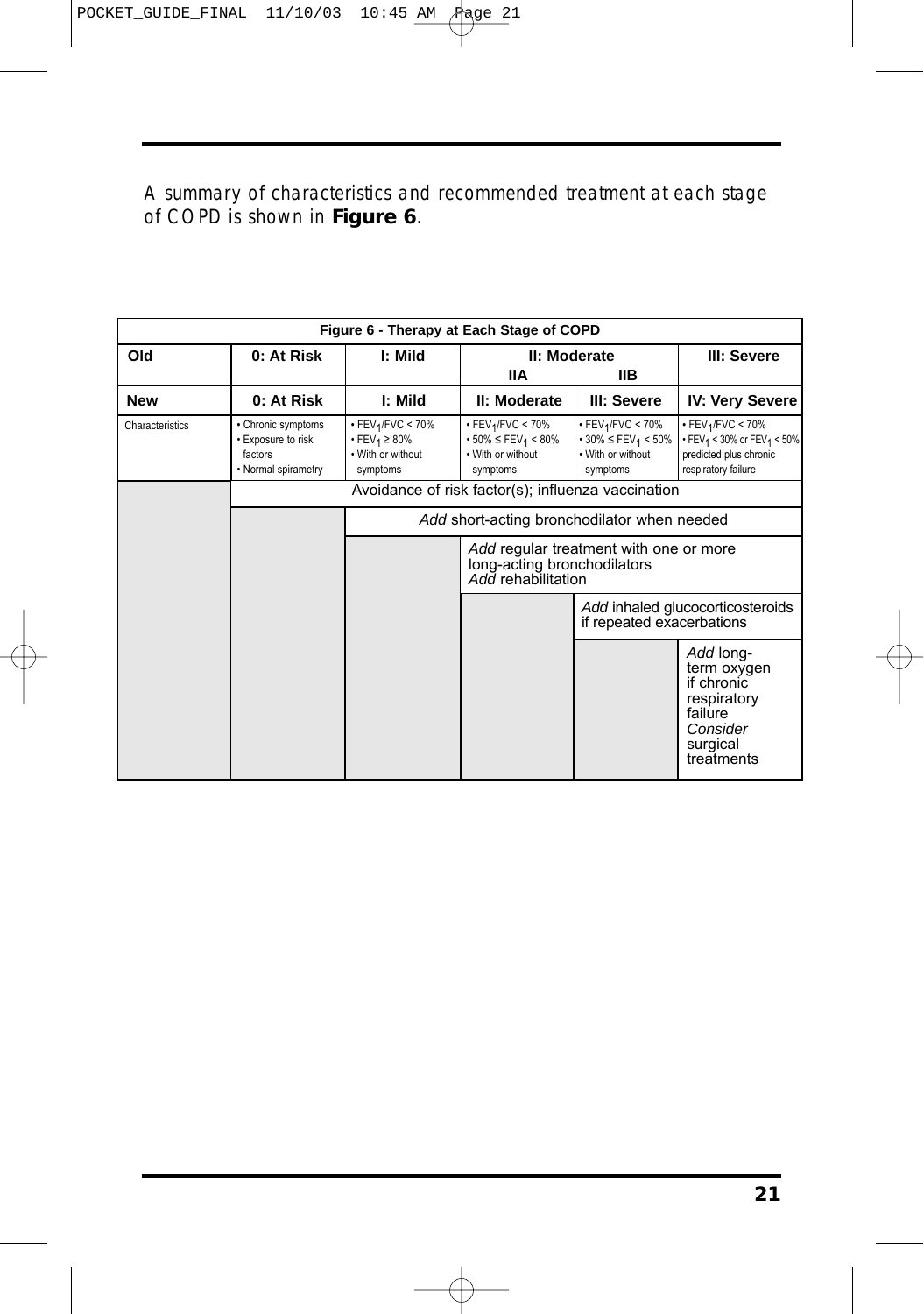A summary of characteristics and recommended treatment at each stage of COPD is shown in **Figure 6**.

**Figure 6 - Therapy at Each Stage of COPD**

| Old | 0: At Risk | I: Mild | II: Moderate IIA | II: Moderate IIB | III: Severe |
|---|---|---|---|---|---|
| **New** | **0: At Risk** | **I: Mild** | **II: Moderate** | **III: Severe** | **IV: Very Severe** |
| Characteristics | • Chronic symptoms • Exposure to risk factors • Normal spirametry | • $FEV_1/FVC < 70\%$ • $FEV_1 \geq 80\%$ • With or without symptoms | • $FEV_1/FVC < 70\%$ • $50\% \leq FEV_1 < 80\%$ • With or without symptoms | • $FEV_1/FVC < 70\%$ • $30\% \leq FEV_1 < 50\%$ • With or without symptoms | • $FEV_1/FVC < 70\%$ • $FEV_1 < 30\%$ or $FEV_1 < 50\%$ predicted plus chronic respiratory failure |
| | Avoidance of risk factor(s); influenza vaccination | | | | |
| | | *Add* short-acting bronchodilator when needed | | | |
| | | | *Add* regular treatment with one or more long-acting bronchodilators *Add* rehabilitation | | |
| | | | | *Add* inhaled glucocorticosteroids if repeated exacerbations | |
| | | | | | *Add* long-term oxygen if chronic respiratory failure *Consider* surgical treatments |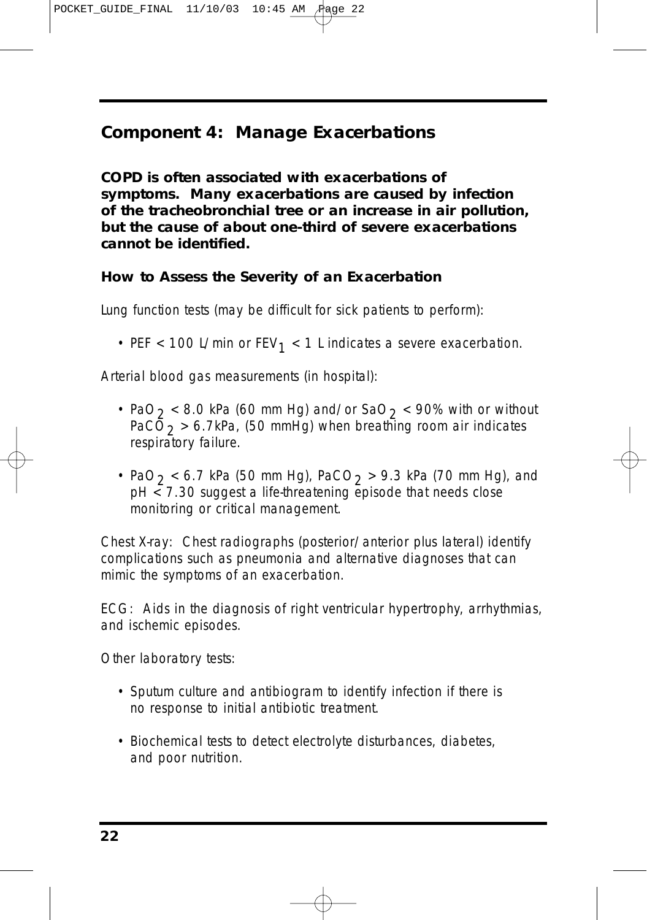## Component 4: Manage Exacerbations

**COPD is often associated with exacerbations of symptoms. Many exacerbations are caused by infection of the tracheobronchial tree or an increase in air pollution, but the cause of about one-third of severe exacerbations cannot be identified.**

### How to Assess the Severity of an Exacerbation

Lung function tests (may be difficult for sick patients to perform):

- PEF < 100 L/min or $FEV_1$ < 1 L indicates a severe exacerbation.

Arterial blood gas measurements (in hospital):

- $PaO_2$ < 8.0 kPa (60 mm Hg) and/or $SaO_2$ < 90% with or without $PaCO_2$ > 6.7kPa, (50 mmHg) when breathing room air indicates respiratory failure.

- $PaO_2$ < 6.7 kPa (50 mm Hg), $PaCO_2$ > 9.3 kPa (70 mm Hg), and pH < 7.30 suggest a life-threatening episode that needs close monitoring or critical management.

Chest X-ray: Chest radiographs (posterior/anterior plus lateral) identify complications such as pneumonia and alternative diagnoses that can mimic the symptoms of an exacerbation.

ECG: Aids in the diagnosis of right ventricular hypertrophy, arrhythmias, and ischemic episodes.

Other laboratory tests:

- Sputum culture and antibiogram to identify infection if there is no response to initial antibiotic treatment.

- Biochemical tests to detect electrolyte disturbances, diabetes, and poor nutrition.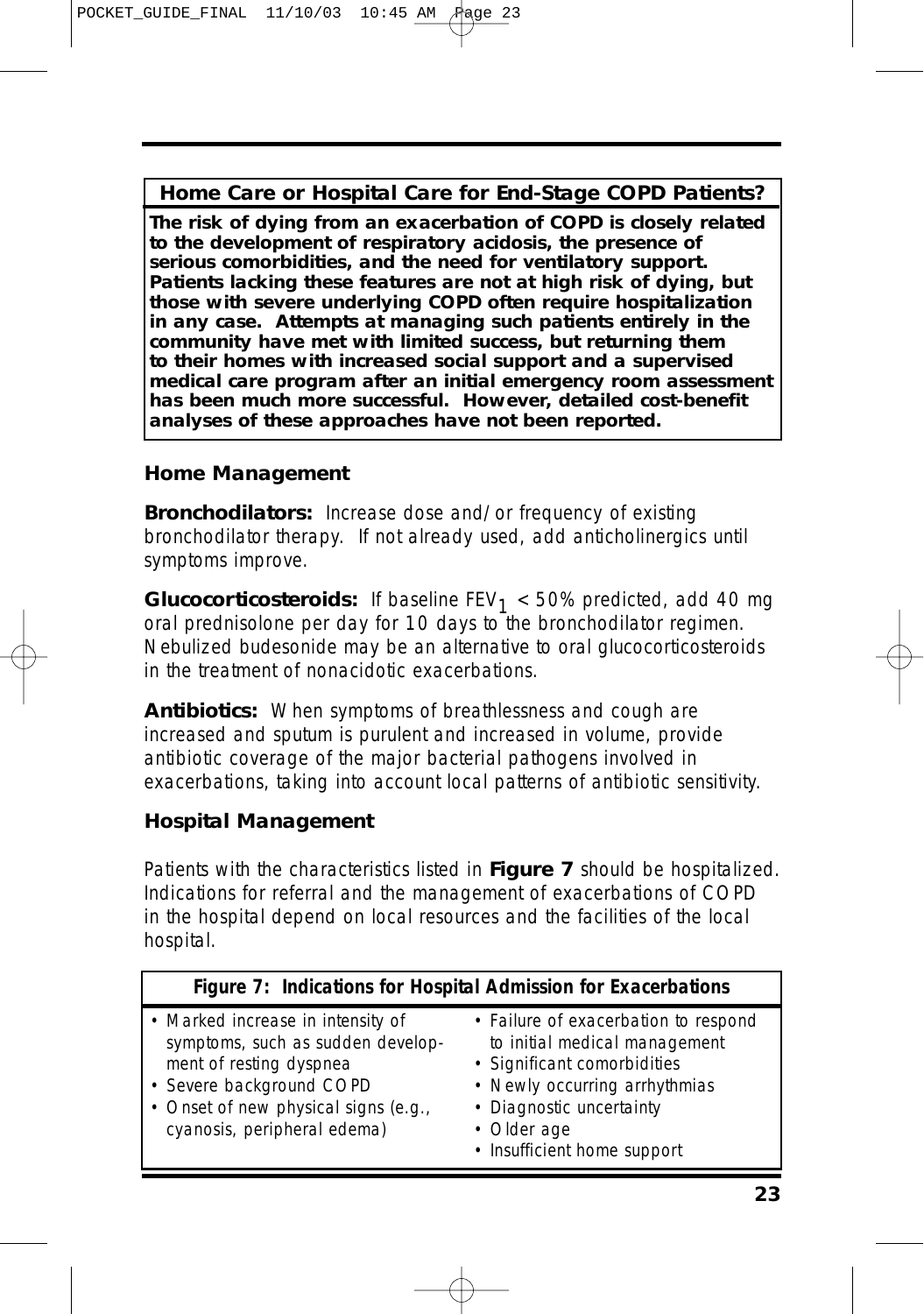## Home Care or Hospital Care for End-Stage COPD Patients?

**The risk of dying from an exacerbation of COPD is closely related to the development of respiratory acidosis, the presence of serious comorbidities, and the need for ventilatory support. Patients lacking these features are not at high risk of dying, but those with severe underlying COPD often require hospitalization in any case. Attempts at managing such patients entirely in the community have met with limited success, but returning them to their homes with increased social support and a supervised medical care program after an initial emergency room assessment has been much more successful. However, detailed cost-benefit analyses of these approaches have not been reported.**

### Home Management

**Bronchodilators:** *Increase dose and/or frequency of existing bronchodilator therapy. If not already used, add anticholinergics until symptoms improve.*

**Glucocorticosteroids:** *If baseline $FEV_1$ < 50% predicted, add 40 mg oral prednisolone per day for 10 days to the bronchodilator regimen. Nebulized budesonide may be an alternative to oral glucocorticosteroids in the treatment of nonacidotic exacerbations.*

**Antibiotics:** *When symptoms of breathlessness and cough are increased and sputum is purulent and increased in volume, provide antibiotic coverage of the major bacterial pathogens involved in exacerbations, taking into account local patterns of antibiotic sensitivity.*

### Hospital Management

*Patients with the characteristics listed in* **Figure 7** *should be hospitalized. Indications for referral and the management of exacerbations of COPD in the hospital depend on local resources and the facilities of the local hospital.*

**Figure 7: Indications for Hospital Admission for Exacerbations**

- Marked increase in intensity of symptoms, such as sudden development of resting dyspnea
- Severe background COPD
- Onset of new physical signs (e.g., cyanosis, peripheral edema)
- Failure of exacerbation to respond to initial medical management
- Significant comorbidities
- Newly occurring arrhythmias
- Diagnostic uncertainty
- Older age
- Insufficient home support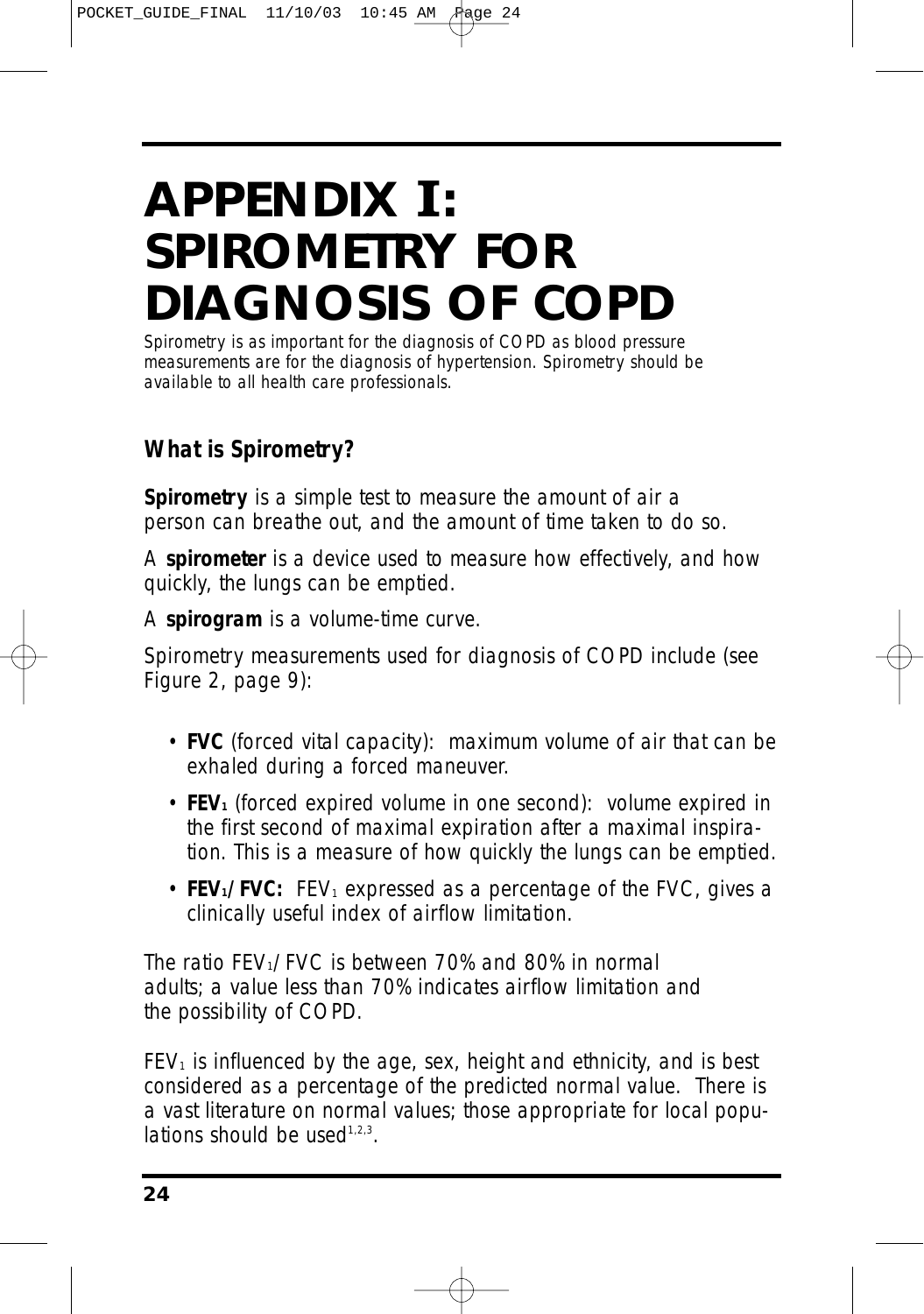# APPENDIX I: SPIROMETRY FOR DIAGNOSIS OF COPD

*Spirometry is as important for the diagnosis of COPD as blood pressure measurements are for the diagnosis of hypertension. Spirometry should be available to all health care professionals.*

### *What is Spirometry?*

***Spirometry*** *is a simple test to measure the amount of air a person can breathe out, and the amount of time taken to do so.*

*A* ***spirometer*** *is a device used to measure how effectively, and how quickly, the lungs can be emptied.*

*A* ***spirogram*** *is a volume-time curve.*

*Spirometry measurements used for diagnosis of COPD include (see Figure 2, page 9):*

- ***FVC*** *(forced vital capacity): maximum volume of air that can be exhaled during a forced maneuver.*
- ***$FEV_1$*** *(forced expired volume in one second): volume expired in the first second of maximal expiration after a maximal inspiration. This is a measure of how quickly the lungs can be emptied.*
- ***$FEV_1$/FVC:*** *$FEV_1$ expressed as a percentage of the FVC, gives a clinically useful index of airflow limitation.*

*The ratio $FEV_1$/FVC is between 70% and 80% in normal adults; a value less than 70% indicates airflow limitation and the possibility of COPD.*

*$FEV_1$ is influenced by the age, sex, height and ethnicity, and is best considered as a percentage of the predicted normal value. There is a vast literature on normal values; those appropriate for local populations should be used[1,2,3].*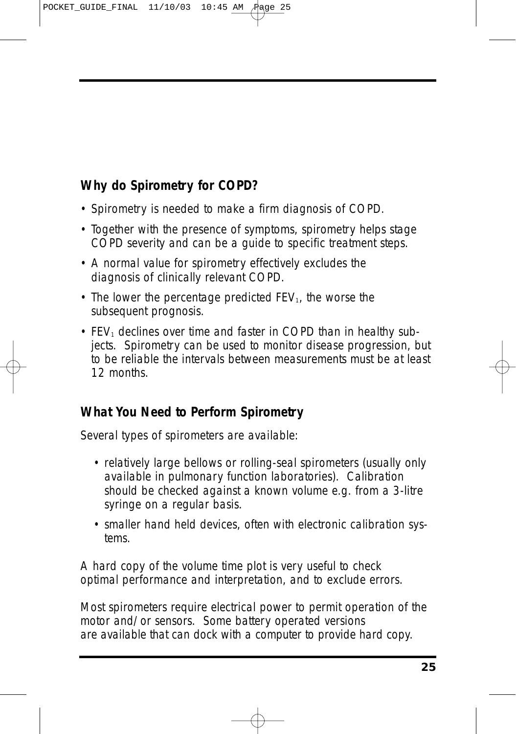### Why do Spirometry for COPD?

- Spirometry is needed to make a firm diagnosis of COPD.
- Together with the presence of symptoms, spirometry helps stage COPD severity and can be a guide to specific treatment steps.
- A normal value for spirometry effectively excludes the diagnosis of clinically relevant COPD.
- The lower the percentage predicted $FEV_1$, the worse the subsequent prognosis.
- $FEV_1$ declines over time and faster in COPD than in healthy subjects. Spirometry can be used to monitor disease progression, but to be reliable the intervals between measurements must be at least 12 months.

### What You Need to Perform Spirometry

Several types of spirometers are available:

- relatively large bellows or rolling-seal spirometers (usually only available in pulmonary function laboratories). Calibration should be checked against a known volume e.g. from a 3-litre syringe on a regular basis.
- smaller hand held devices, often with electronic calibration systems.

A hard copy of the volume time plot is very useful to check optimal performance and interpretation, and to exclude errors.

Most spirometers require electrical power to permit operation of the motor and/or sensors. Some battery operated versions are available that can dock with a computer to provide hard copy.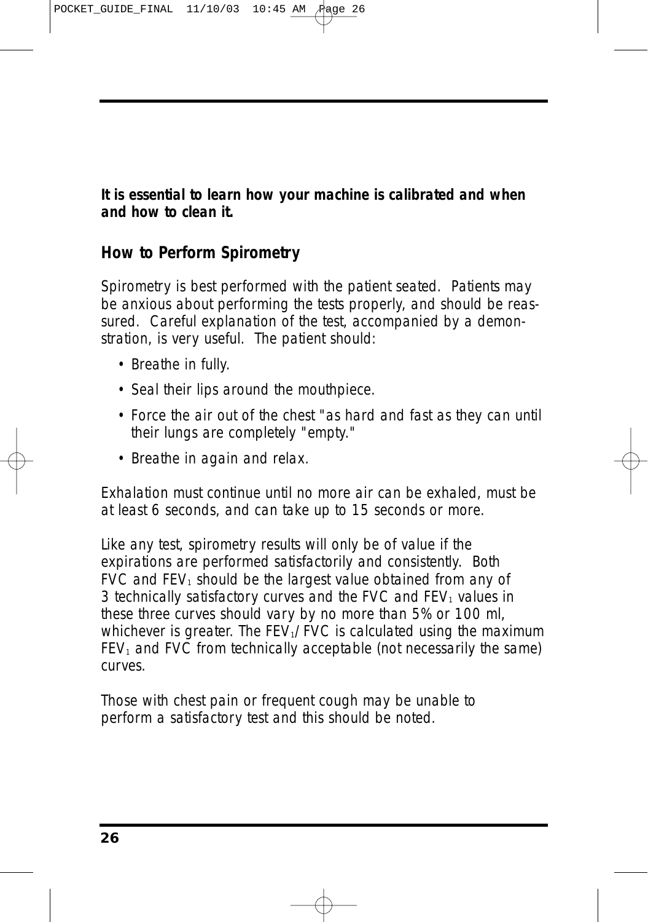**It is essential to learn how your machine is calibrated and when and how to clean it.**

## How to Perform Spirometry

Spirometry is best performed with the patient seated. Patients may be anxious about performing the tests properly, and should be reassured. Careful explanation of the test, accompanied by a demonstration, is very useful. The patient should:

- Breathe in fully.
- Seal their lips around the mouthpiece.
- Force the air out of the chest "as hard and fast as they can until their lungs are completely "empty."
- Breathe in again and relax.

Exhalation must continue until no more air can be exhaled, must be at least 6 seconds, and can take up to 15 seconds or more.

Like any test, spirometry results will only be of value if the expirations are performed satisfactorily and consistently. Both FVC and $FEV_1$ should be the largest value obtained from any of 3 technically satisfactory curves and the FVC and $FEV_1$ values in these three curves should vary by no more than 5% or 100 ml, whichever is greater. The $FEV_1$/FVC is calculated using the maximum $FEV_1$ and FVC from technically acceptable (not necessarily the same) curves.

Those with chest pain or frequent cough may be unable to perform a satisfactory test and this should be noted.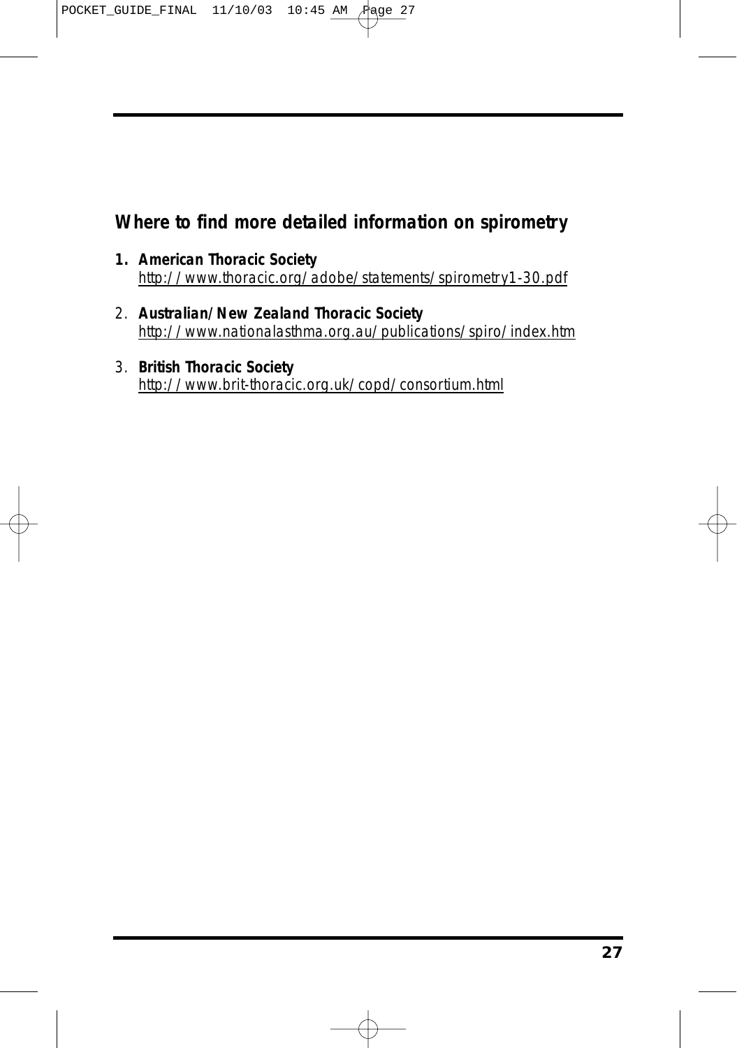## Where to find more detailed information on spirometry

1. **American Thoracic Society**
   http://www.thoracic.org/adobe/statements/spirometry1-30.pdf

2. **Australian/New Zealand Thoracic Society**
   http://www.nationalasthma.org.au/publications/spiro/index.htm

3. **British Thoracic Society**
   http://www.brit-thoracic.org.uk/copd/consortium.html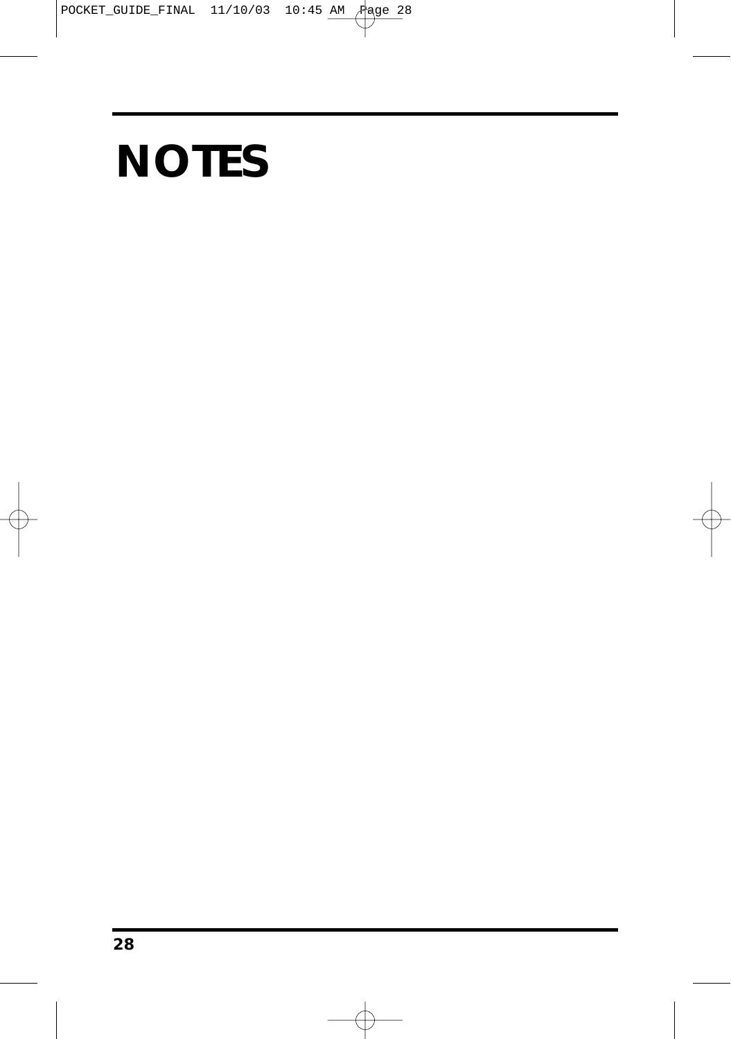# NOTES